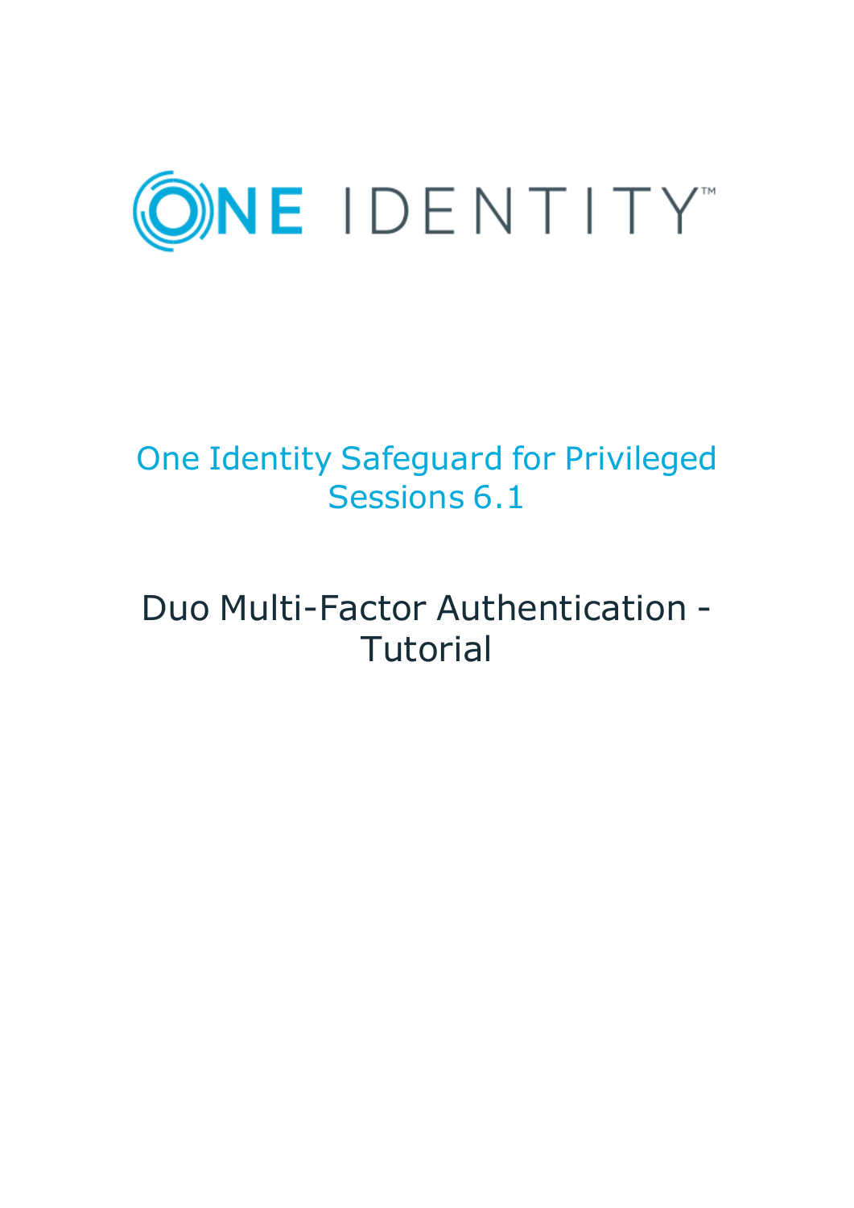# One Identity Safeguard for Privileged Sessions 6.1

## Duo Multi-Factor Authentication - Tutorial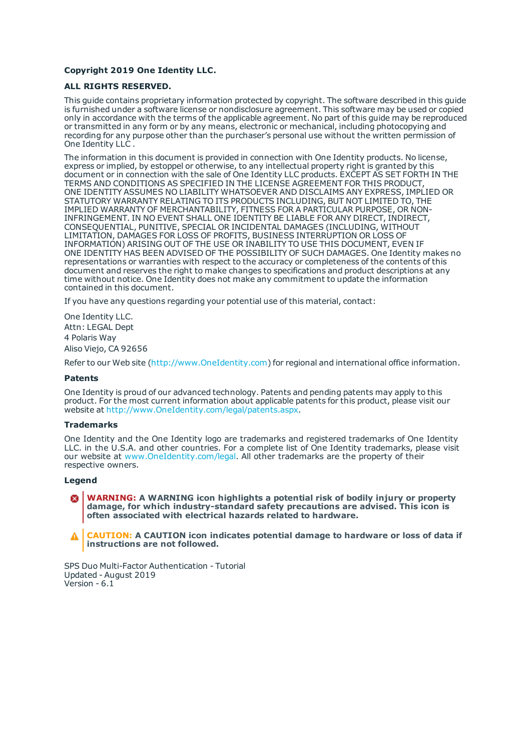**Copyright 2019 One Identity LLC.**

**ALL RIGHTS RESERVED.**

This guide contains proprietary information protected by copyright. The software described in this guide is furnished under a software license or nondisclosure agreement. This software may be used or copied only in accordance with the terms of the applicable agreement. No part of this guide may be reproduced or transmitted in any form or by any means, electronic or mechanical, including photocopying and recording for any purpose other than the purchaser's personal use without the written permission of One Identity LLC .

The information in this document is provided in connection with One Identity products. No license, express or implied, by estoppel or otherwise, to any intellectual property right is granted by this document or in connection with the sale of One Identity LLC products. EXCEPT AS SET FORTH IN THE TERMS AND CONDITIONS AS SPECIFIED IN THE LICENSE AGREEMENT FOR THIS PRODUCT, ONE IDENTITY ASSUMES NO LIABILITY WHATSOEVER AND DISCLAIMS ANY EXPRESS, IMPLIED OR STATUTORY WARRANTY RELATING TO ITS PRODUCTS INCLUDING, BUT NOT LIMITED TO, THE IMPLIED WARRANTY OF MERCHANTABILITY, FITNESS FOR A PARTICULAR PURPOSE, OR NON-INFRINGEMENT. IN NO EVENT SHALL ONE IDENTITY BE LIABLE FOR ANY DIRECT, INDIRECT, CONSEQUENTIAL, PUNITIVE, SPECIAL OR INCIDENTAL DAMAGES (INCLUDING, WITHOUT LIMITATION, DAMAGES FOR LOSS OF PROFITS, BUSINESS INTERRUPTION OR LOSS OF INFORMATION) ARISING OUT OF THE USE OR INABILITY TO USE THIS DOCUMENT, EVEN IF ONE IDENTITY HAS BEEN ADVISED OF THE POSSIBILITY OF SUCH DAMAGES. One Identity makes no representations or warranties with respect to the accuracy or completeness of the contents of this document and reserves the right to make changes to specifications and product descriptions at any time without notice. One Identity does not make any commitment to update the information contained in this document.

If you have any questions regarding your potential use of this material, contact:

One Identity LLC.
Attn: LEGAL Dept
4 Polaris Way
Aliso Viejo, CA 92656

Refer to our Web site (http://www.OneIdentity.com) for regional and international office information.

**Patents**

One Identity is proud of our advanced technology. Patents and pending patents may apply to this product. For the most current information about applicable patents for this product, please visit our website at http://www.OneIdentity.com/legal/patents.aspx.

**Trademarks**

One Identity and the One Identity logo are trademarks and registered trademarks of One Identity LLC. in the U.S.A. and other countries. For a complete list of One Identity trademarks, please visit our website at www.OneIdentity.com/legal. All other trademarks are the property of their respective owners.

**Legend**

**WARNING: A WARNING icon highlights a potential risk of bodily injury or property damage, for which industry-standard safety precautions are advised. This icon is often associated with electrical hazards related to hardware.**

**CAUTION: A CAUTION icon indicates potential damage to hardware or loss of data if instructions are not followed.**

SPS Duo Multi-Factor Authentication - Tutorial
Updated - August 2019
Version - 6.1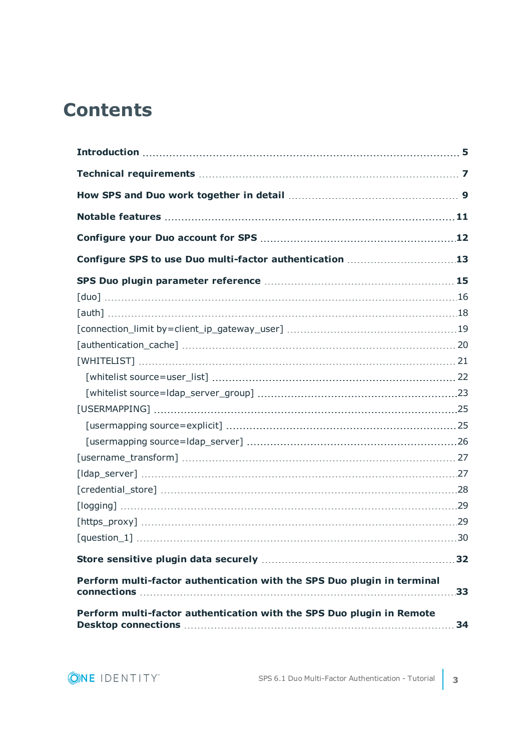# Contents

**Introduction** ..... **5**

**Technical requirements** ..... **7**

**How SPS and Duo work together in detail** ..... **9**

**Notable features** ..... **11**

**Configure your Duo account for SPS** ..... **12**

**Configure SPS to use Duo multi-factor authentication** ..... **13**

**SPS Duo plugin parameter reference** ..... **15**

[duo] ..... 16

[auth] ..... 18

[connection_limit by=client_ip_gateway_user] ..... 19

[authentication_cache] ..... 20

[WHITELIST] ..... 21

- [whitelist source=user_list] ..... 22
- [whitelist source=ldap_server_group] ..... 23

[USERMAPPING] ..... 25

- [usermapping source=explicit] ..... 25
- [usermapping source=ldap_server] ..... 26

[username_transform] ..... 27

[ldap_server] ..... 27

[credential_store] ..... 28

[logging] ..... 29

[https_proxy] ..... 29

[question_1] ..... 30

**Store sensitive plugin data securely** ..... **32**

**Perform multi-factor authentication with the SPS Duo plugin in terminal connections** ..... **33**

**Perform multi-factor authentication with the SPS Duo plugin in Remote Desktop connections** ..... **34**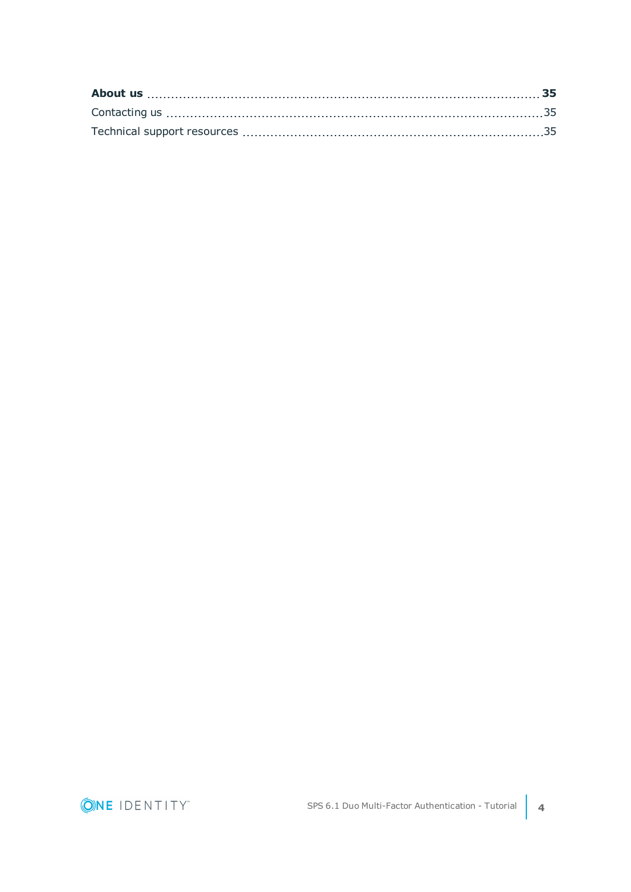**About us** ..................................................................................................... **35**

Contacting us ..................................................................................................... 35

Technical support resources ..................................................................................... 35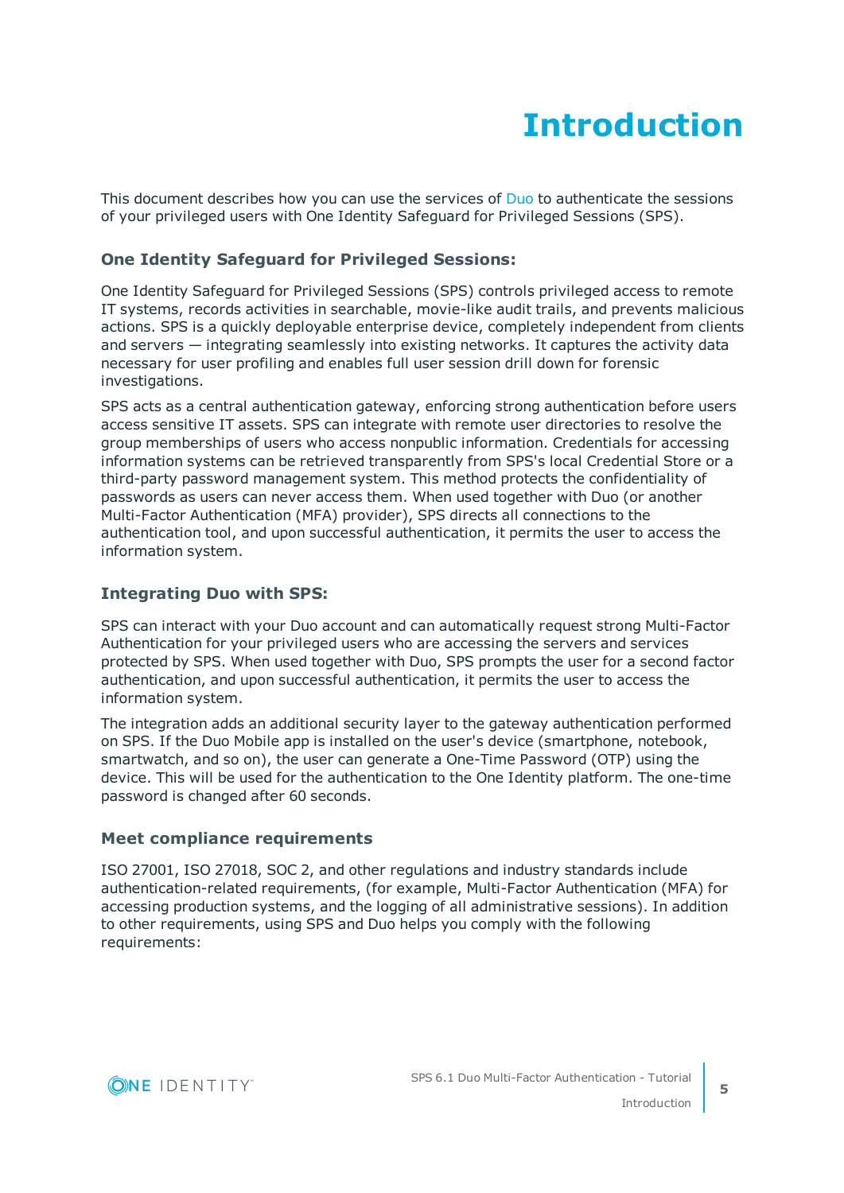# Introduction

This document describes how you can use the services of Duo to authenticate the sessions of your privileged users with One Identity Safeguard for Privileged Sessions (SPS).

### One Identity Safeguard for Privileged Sessions:

One Identity Safeguard for Privileged Sessions (SPS) controls privileged access to remote IT systems, records activities in searchable, movie-like audit trails, and prevents malicious actions. SPS is a quickly deployable enterprise device, completely independent from clients and servers — integrating seamlessly into existing networks. It captures the activity data necessary for user profiling and enables full user session drill down for forensic investigations.

SPS acts as a central authentication gateway, enforcing strong authentication before users access sensitive IT assets. SPS can integrate with remote user directories to resolve the group memberships of users who access nonpublic information. Credentials for accessing information systems can be retrieved transparently from SPS's local Credential Store or a third-party password management system. This method protects the confidentiality of passwords as users can never access them. When used together with Duo (or another Multi-Factor Authentication (MFA) provider), SPS directs all connections to the authentication tool, and upon successful authentication, it permits the user to access the information system.

### Integrating Duo with SPS:

SPS can interact with your Duo account and can automatically request strong Multi-Factor Authentication for your privileged users who are accessing the servers and services protected by SPS. When used together with Duo, SPS prompts the user for a second factor authentication, and upon successful authentication, it permits the user to access the information system.

The integration adds an additional security layer to the gateway authentication performed on SPS. If the Duo Mobile app is installed on the user's device (smartphone, notebook, smartwatch, and so on), the user can generate a One-Time Password (OTP) using the device. This will be used for the authentication to the One Identity platform. The one-time password is changed after 60 seconds.

### Meet compliance requirements

ISO 27001, ISO 27018, SOC 2, and other regulations and industry standards include authentication-related requirements, (for example, Multi-Factor Authentication (MFA) for accessing production systems, and the logging of all administrative sessions). In addition to other requirements, using SPS and Duo helps you comply with the following requirements: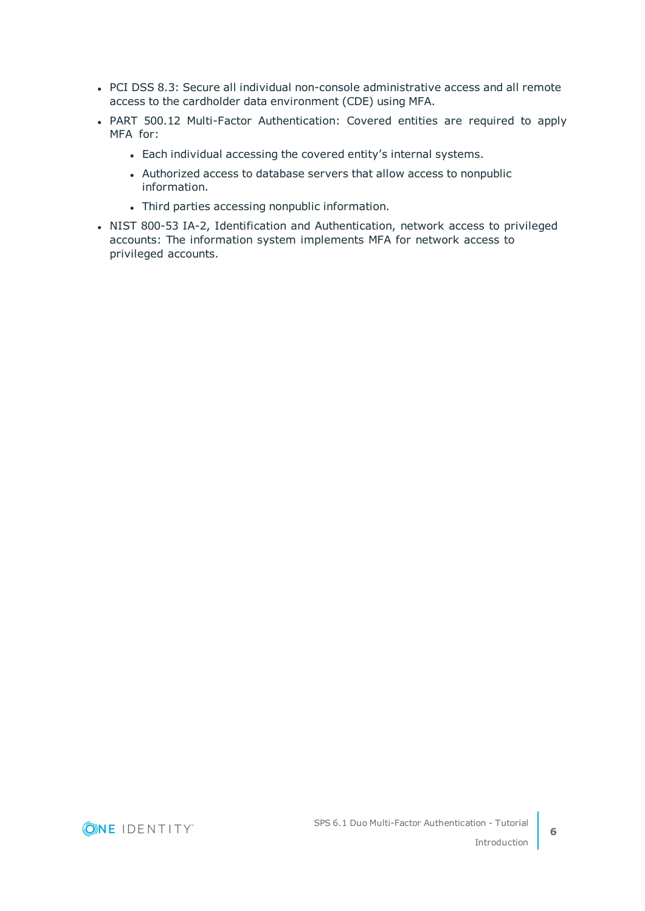- PCI DSS 8.3: Secure all individual non-console administrative access and all remote access to the cardholder data environment (CDE) using MFA.
- PART 500.12 Multi-Factor Authentication: Covered entities are required to apply MFA for:
  - Each individual accessing the covered entity's internal systems.
  - Authorized access to database servers that allow access to nonpublic information.
  - Third parties accessing nonpublic information.
- NIST 800-53 IA-2, Identification and Authentication, network access to privileged accounts: The information system implements MFA for network access to privileged accounts.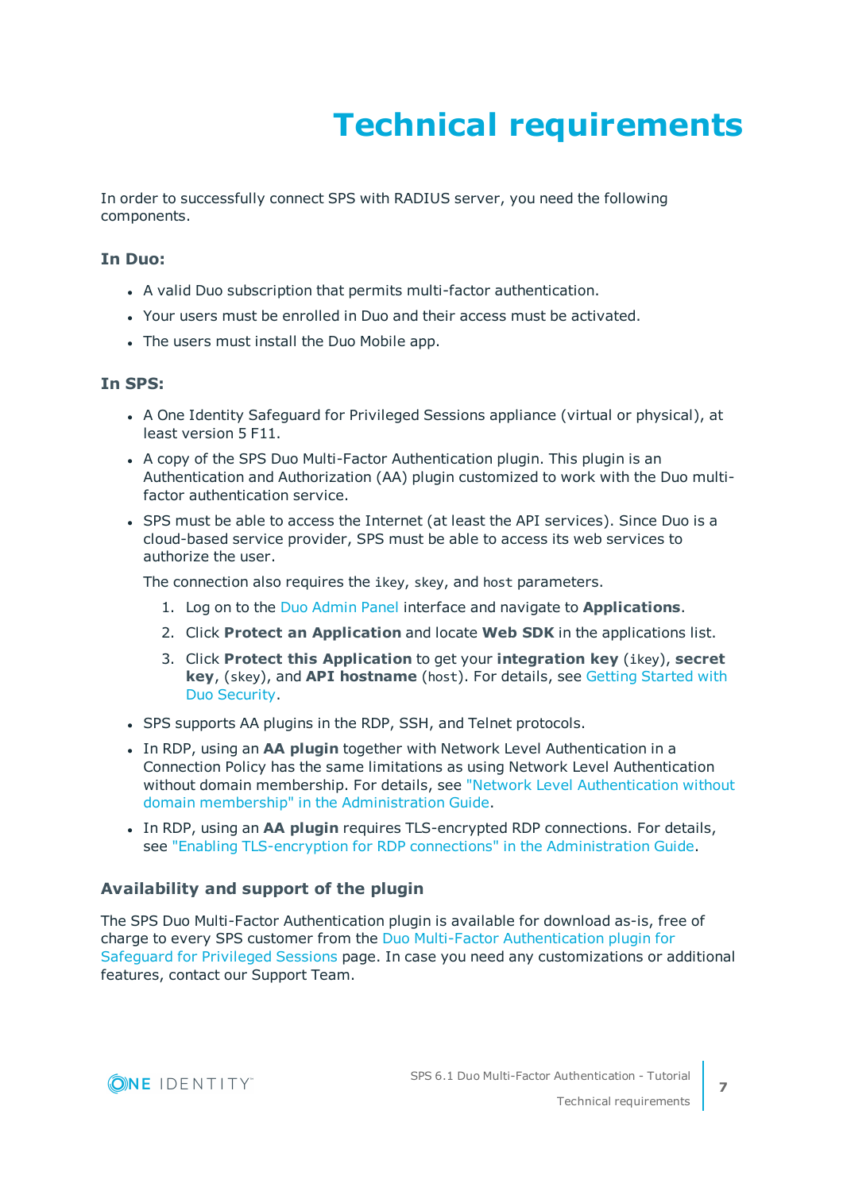# Technical requirements

In order to successfully connect SPS with RADIUS server, you need the following components.

### In Duo:

- A valid Duo subscription that permits multi-factor authentication.
- Your users must be enrolled in Duo and their access must be activated.
- The users must install the Duo Mobile app.

### In SPS:

- A One Identity Safeguard for Privileged Sessions appliance (virtual or physical), at least version 5 F11.
- A copy of the SPS Duo Multi-Factor Authentication plugin. This plugin is an Authentication and Authorization (AA) plugin customized to work with the Duo multi-factor authentication service.
- SPS must be able to access the Internet (at least the API services). Since Duo is a cloud-based service provider, SPS must be able to access its web services to authorize the user.

  The connection also requires the `ikey`, `skey`, and `host` parameters.

  1. Log on to the Duo Admin Panel interface and navigate to **Applications**.
  2. Click **Protect an Application** and locate **Web SDK** in the applications list.
  3. Click **Protect this Application** to get your **integration key** (`ikey`), **secret key**, (`skey`), and **API hostname** (`host`). For details, see Getting Started with Duo Security.

- SPS supports AA plugins in the RDP, SSH, and Telnet protocols.
- In RDP, using an **AA plugin** together with Network Level Authentication in a Connection Policy has the same limitations as using Network Level Authentication without domain membership. For details, see "Network Level Authentication without domain membership" in the Administration Guide.
- In RDP, using an **AA plugin** requires TLS-encrypted RDP connections. For details, see "Enabling TLS-encryption for RDP connections" in the Administration Guide.

### Availability and support of the plugin

The SPS Duo Multi-Factor Authentication plugin is available for download as-is, free of charge to every SPS customer from the Duo Multi-Factor Authentication plugin for Safeguard for Privileged Sessions page. In case you need any customizations or additional features, contact our Support Team.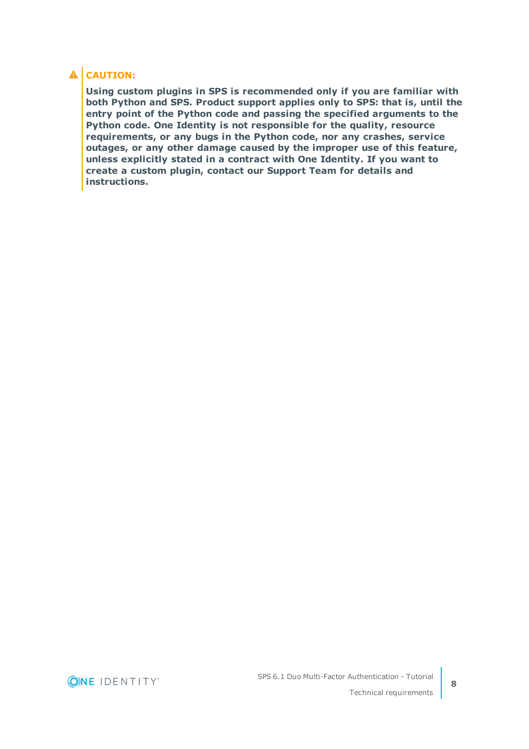**CAUTION:**

**Using custom plugins in SPS is recommended only if you are familiar with both Python and SPS. Product support applies only to SPS: that is, until the entry point of the Python code and passing the specified arguments to the Python code. One Identity is not responsible for the quality, resource requirements, or any bugs in the Python code, nor any crashes, service outages, or any other damage caused by the improper use of this feature, unless explicitly stated in a contract with One Identity. If you want to create a custom plugin, contact our Support Team for details and instructions.**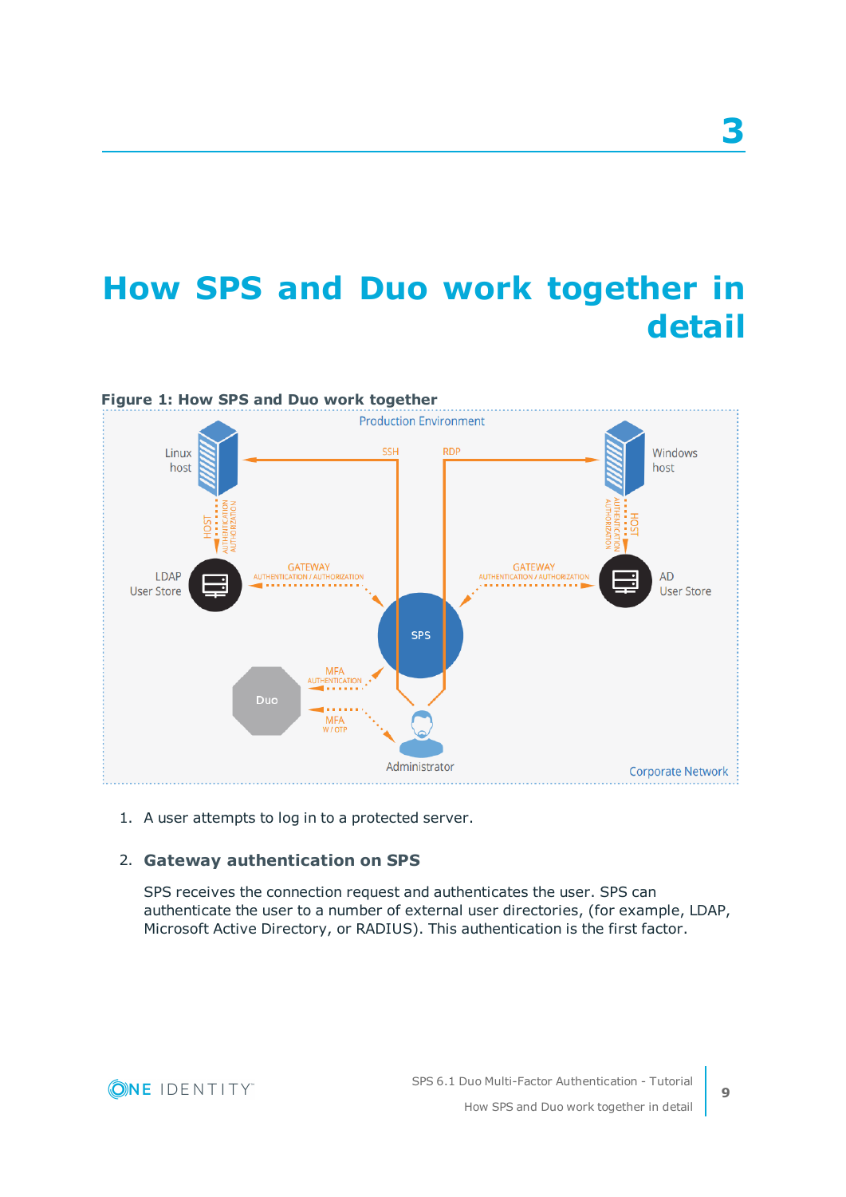# How SPS and Duo work together in detail

**Figure 1: How SPS and Duo work together**

Production Environment

Linux host

Windows host

SSH

RDP

HOST AUTHENTICATION AUTHORIZATION

LDAP User Store

AD User Store

GATEWAY AUTHENTICATION / AUTHORIZATION

SPS

Duo

MFA AUTHENTICATION

MFA W / OTP

Administrator

Corporate Network

1. A user attempts to log in to a protected server.

2. **Gateway authentication on SPS**

   SPS receives the connection request and authenticates the user. SPS can authenticate the user to a number of external user directories, (for example, LDAP, Microsoft Active Directory, or RADIUS). This authentication is the first factor.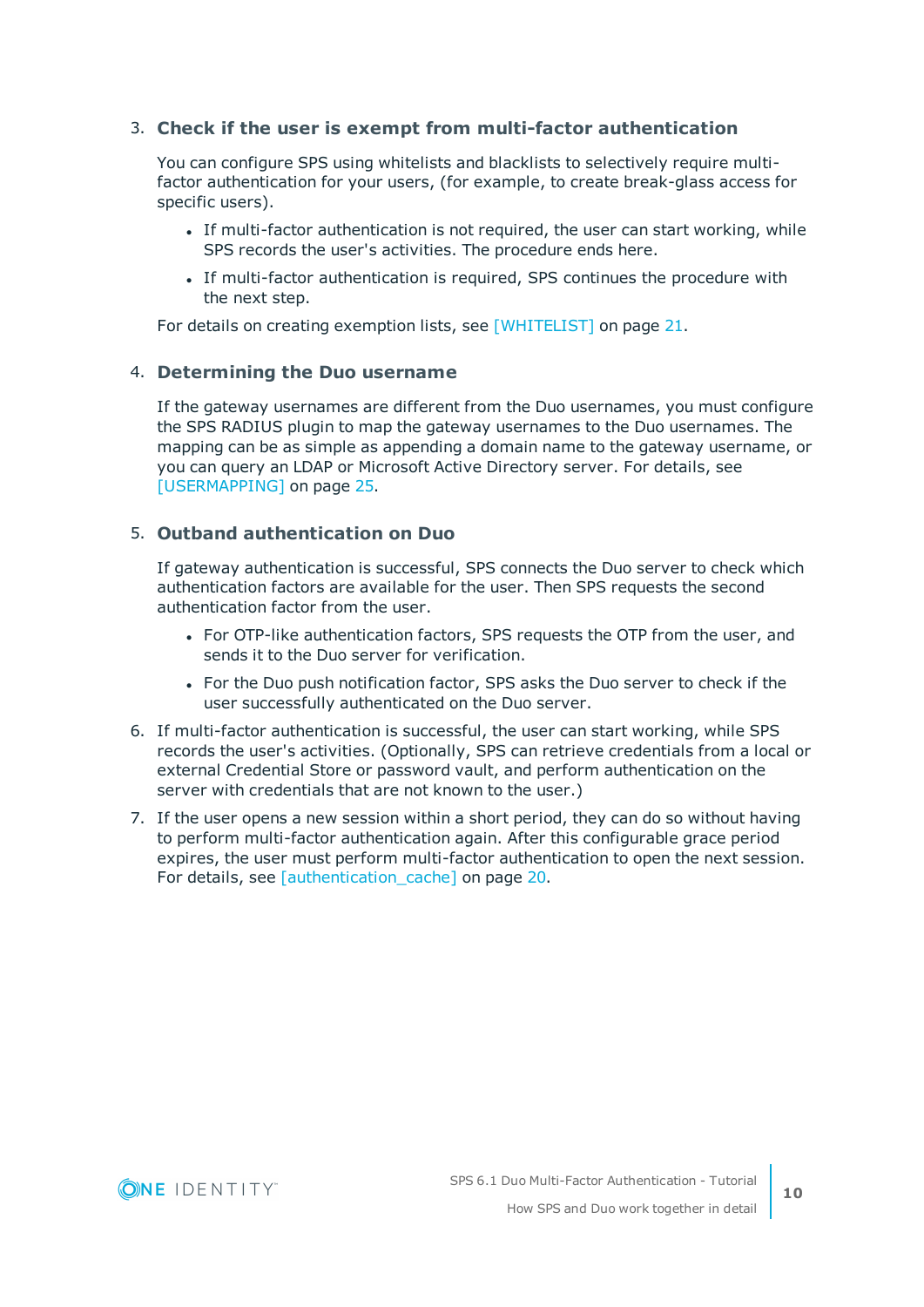3. **Check if the user is exempt from multi-factor authentication**

   You can configure SPS using whitelists and blacklists to selectively require multi-factor authentication for your users, (for example, to create break-glass access for specific users).

   - If multi-factor authentication is not required, the user can start working, while SPS records the user's activities. The procedure ends here.
   - If multi-factor authentication is required, SPS continues the procedure with the next step.

   For details on creating exemption lists, see [WHITELIST] on page 21.

4. **Determining the Duo username**

   If the gateway usernames are different from the Duo usernames, you must configure the SPS RADIUS plugin to map the gateway usernames to the Duo usernames. The mapping can be as simple as appending a domain name to the gateway username, or you can query an LDAP or Microsoft Active Directory server. For details, see [USERMAPPING] on page 25.

5. **Outband authentication on Duo**

   If gateway authentication is successful, SPS connects the Duo server to check which authentication factors are available for the user. Then SPS requests the second authentication factor from the user.

   - For OTP-like authentication factors, SPS requests the OTP from the user, and sends it to the Duo server for verification.
   - For the Duo push notification factor, SPS asks the Duo server to check if the user successfully authenticated on the Duo server.

6. If multi-factor authentication is successful, the user can start working, while SPS records the user's activities. (Optionally, SPS can retrieve credentials from a local or external Credential Store or password vault, and perform authentication on the server with credentials that are not known to the user.)

7. If the user opens a new session within a short period, they can do so without having to perform multi-factor authentication again. After this configurable grace period expires, the user must perform multi-factor authentication to open the next session. For details, see [authentication_cache] on page 20.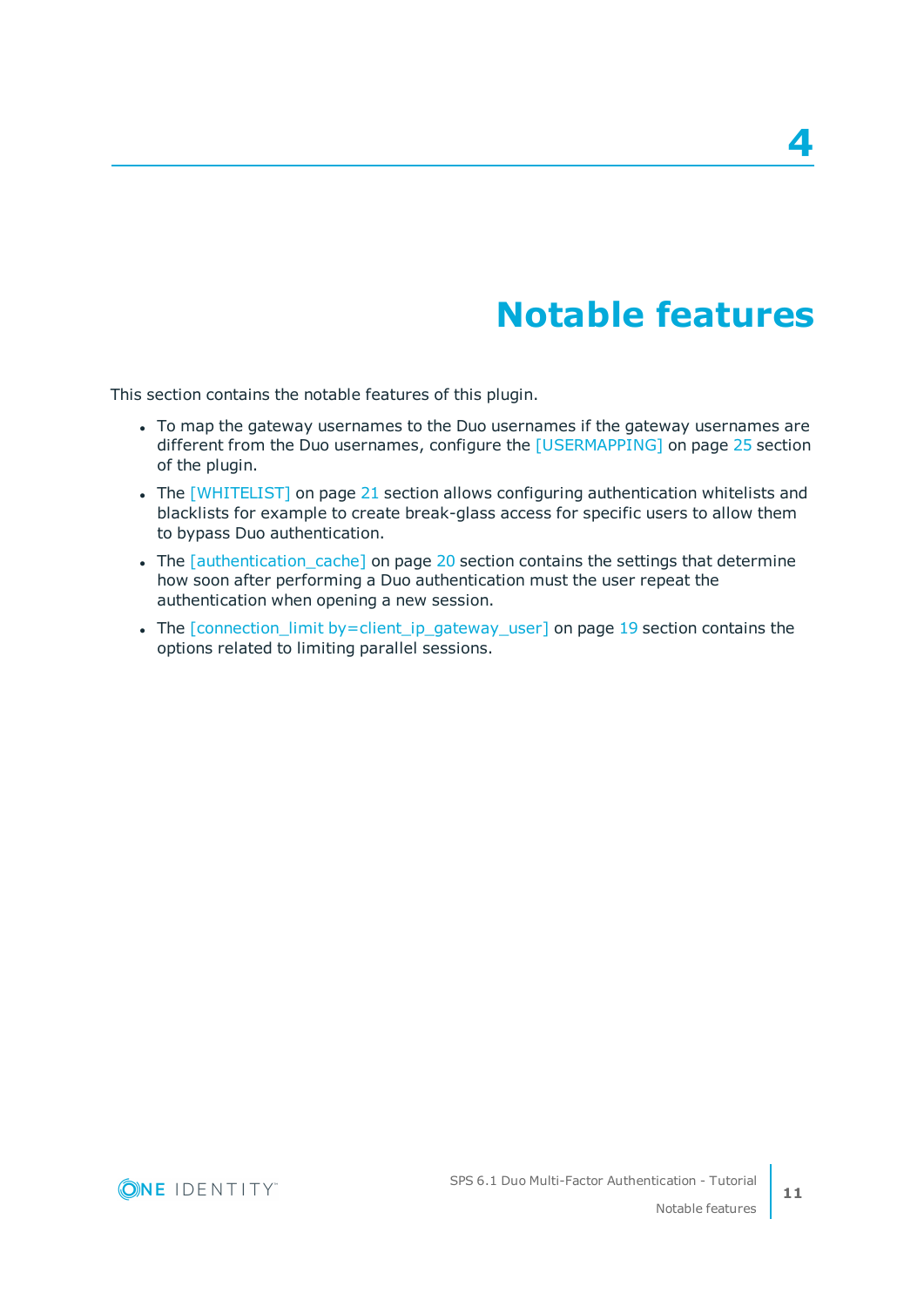# 4 Notable features

This section contains the notable features of this plugin.

- To map the gateway usernames to the Duo usernames if the gateway usernames are different from the Duo usernames, configure the [USERMAPPING] on page 25 section of the plugin.
- The [WHITELIST] on page 21 section allows configuring authentication whitelists and blacklists for example to create break-glass access for specific users to allow them to bypass Duo authentication.
- The [authentication_cache] on page 20 section contains the settings that determine how soon after performing a Duo authentication must the user repeat the authentication when opening a new session.
- The [connection_limit by=client_ip_gateway_user] on page 19 section contains the options related to limiting parallel sessions.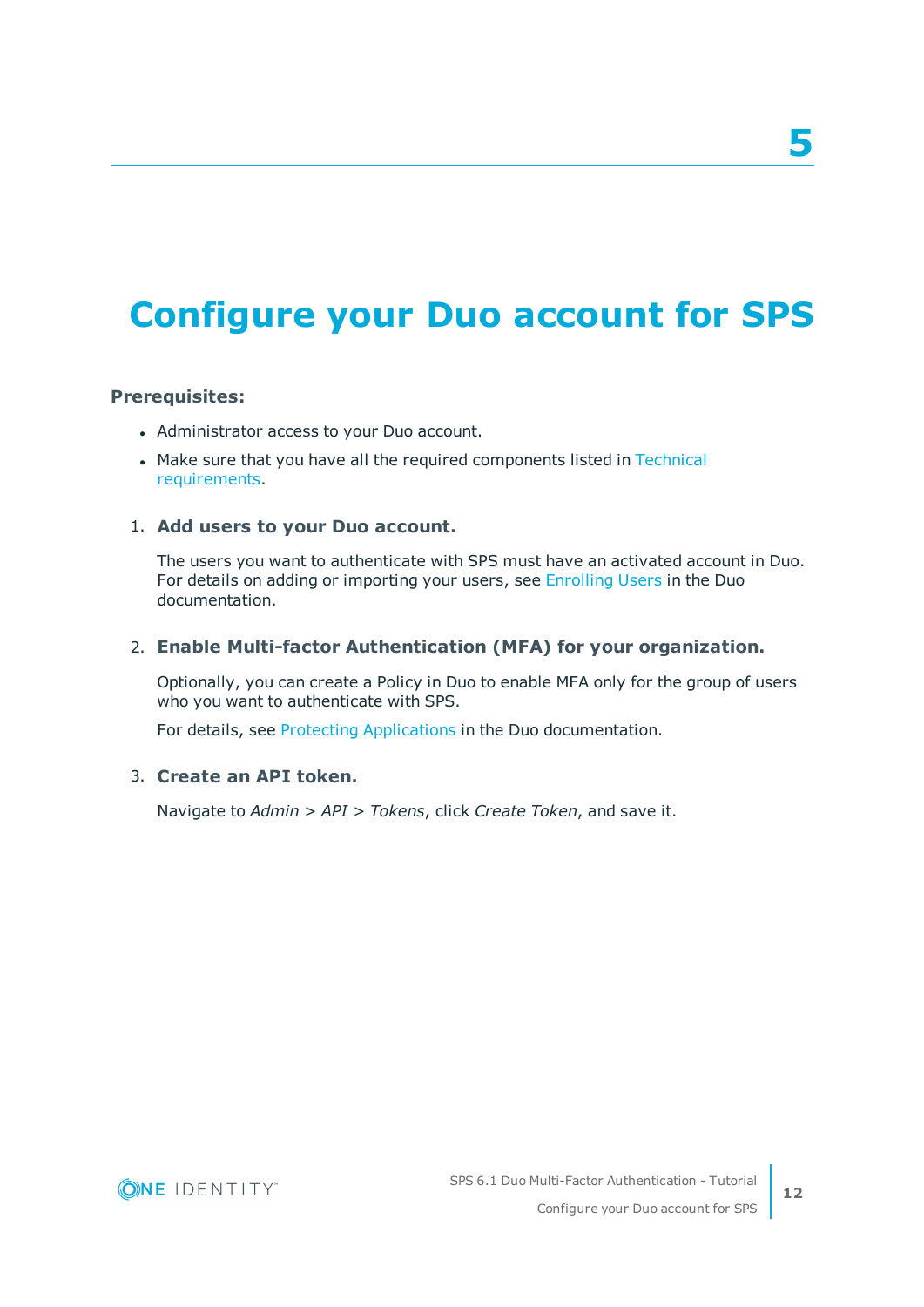# 5 Configure your Duo account for SPS

**Prerequisites:**

- Administrator access to your Duo account.
- Make sure that you have all the required components listed in Technical requirements.

1. **Add users to your Duo account.**

   The users you want to authenticate with SPS must have an activated account in Duo. For details on adding or importing your users, see Enrolling Users in the Duo documentation.

2. **Enable Multi-factor Authentication (MFA) for your organization.**

   Optionally, you can create a Policy in Duo to enable MFA only for the group of users who you want to authenticate with SPS.

   For details, see Protecting Applications in the Duo documentation.

3. **Create an API token.**

   Navigate to *Admin* > *API* > *Tokens*, click *Create Token*, and save it.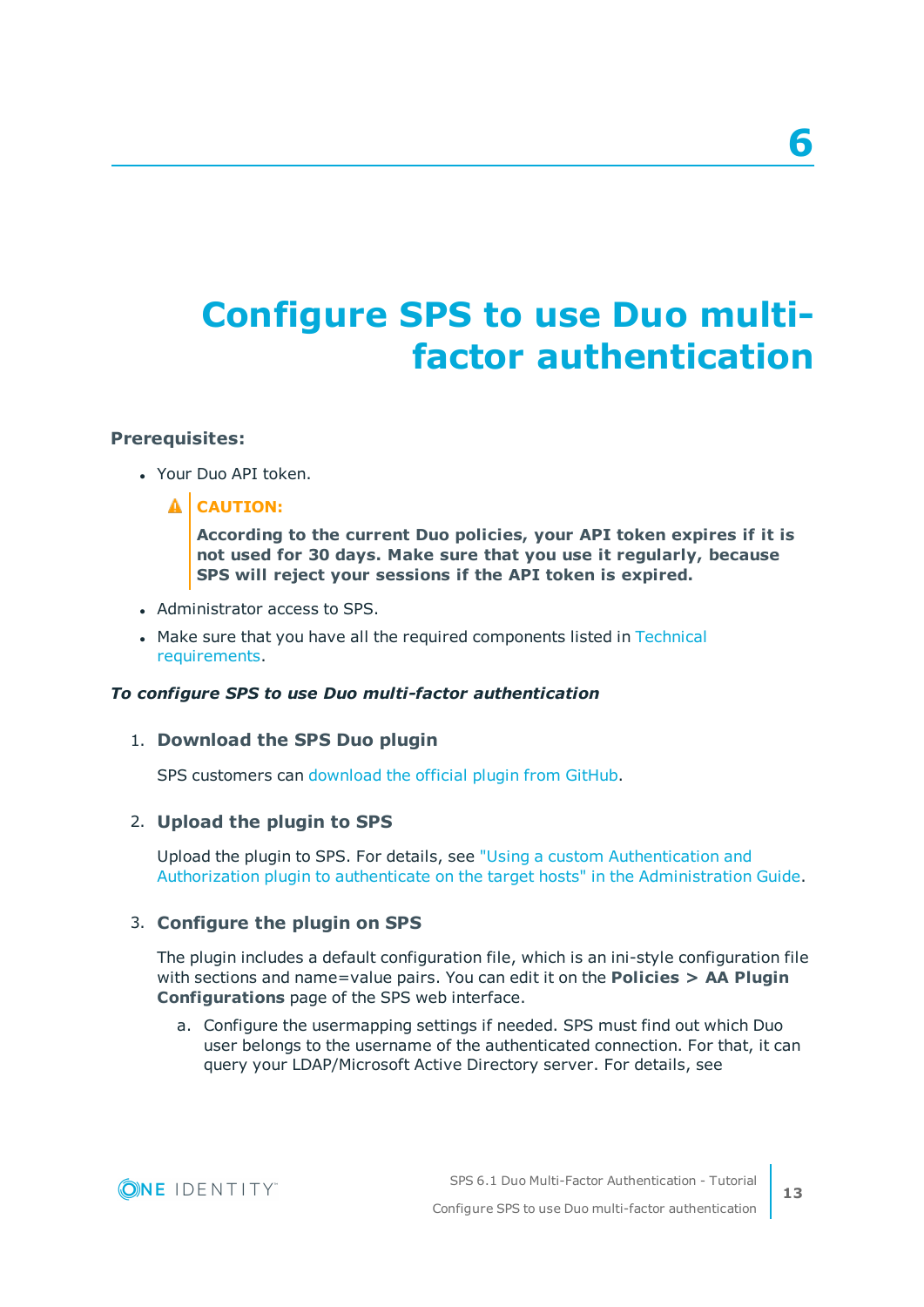# 6

# Configure SPS to use Duo multi-factor authentication

**Prerequisites:**

- Your Duo API token.

  > **CAUTION:**
  >
  > **According to the current Duo policies, your API token expires if it is not used for 30 days. Make sure that you use it regularly, because SPS will reject your sessions if the API token is expired.**

- Administrator access to SPS.
- Make sure that you have all the required components listed in Technical requirements.

***To configure SPS to use Duo multi-factor authentication***

1. **Download the SPS Duo plugin**

   SPS customers can download the official plugin from GitHub.

2. **Upload the plugin to SPS**

   Upload the plugin to SPS. For details, see "Using a custom Authentication and Authorization plugin to authenticate on the target hosts" in the Administration Guide.

3. **Configure the plugin on SPS**

   The plugin includes a default configuration file, which is an ini-style configuration file with sections and name=value pairs. You can edit it on the **Policies > AA Plugin Configurations** page of the SPS web interface.

   a. Configure the usermapping settings if needed. SPS must find out which Duo user belongs to the username of the authenticated connection. For that, it can query your LDAP/Microsoft Active Directory server. For details, see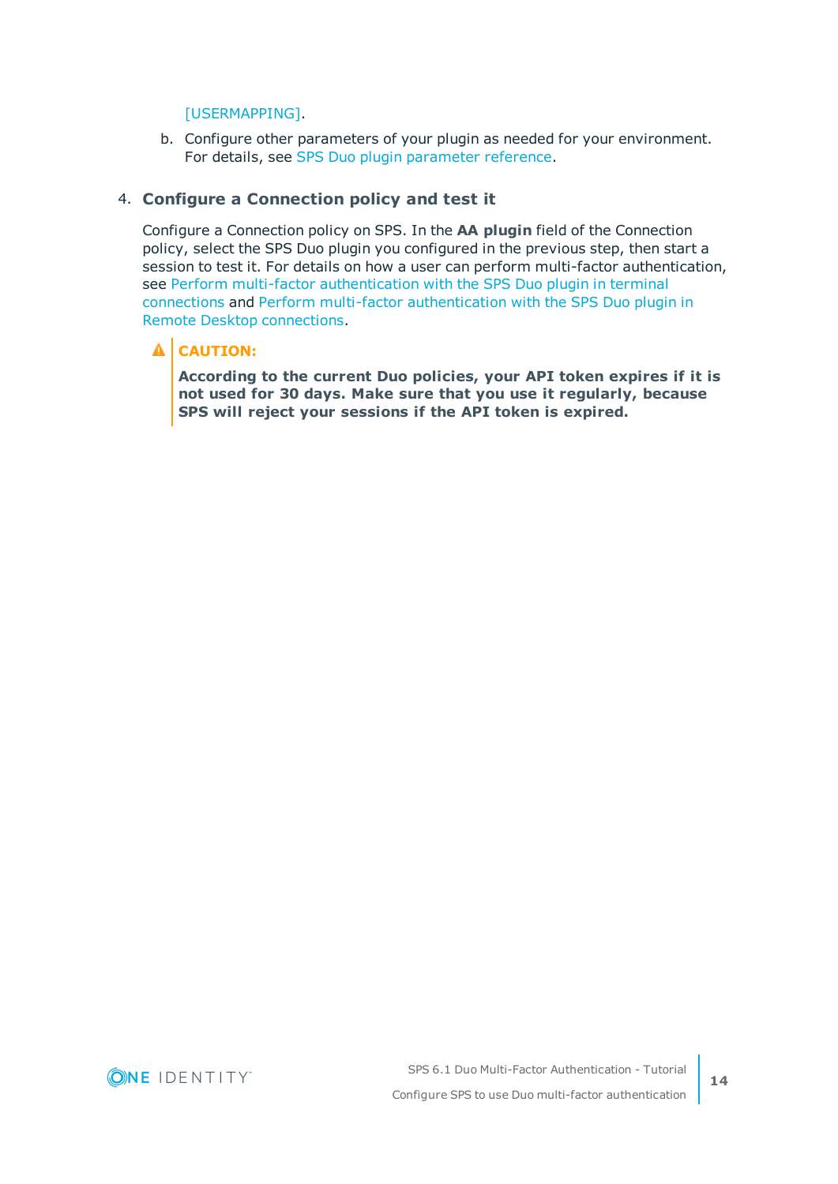[USERMAPPING].

b. Configure other parameters of your plugin as needed for your environment. For details, see SPS Duo plugin parameter reference.

4. **Configure a Connection policy and test it**

   Configure a Connection policy on SPS. In the **AA plugin** field of the Connection policy, select the SPS Duo plugin you configured in the previous step, then start a session to test it. For details on how a user can perform multi-factor authentication, see Perform multi-factor authentication with the SPS Duo plugin in terminal connections and Perform multi-factor authentication with the SPS Duo plugin in Remote Desktop connections.

   **CAUTION:**

   **According to the current Duo policies, your API token expires if it is not used for 30 days. Make sure that you use it regularly, because SPS will reject your sessions if the API token is expired.**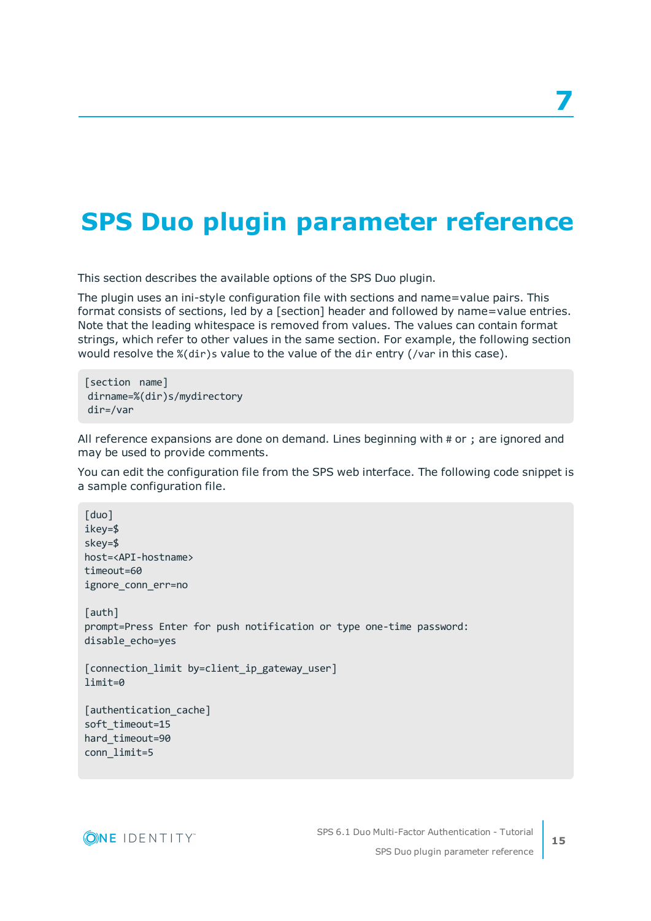# 7

# SPS Duo plugin parameter reference

This section describes the available options of the SPS Duo plugin.

The plugin uses an ini-style configuration file with sections and name=value pairs. This format consists of sections, led by a [section] header and followed by name=value entries. Note that the leading whitespace is removed from values. The values can contain format strings, which refer to other values in the same section. For example, the following section would resolve the `%(dir)s` value to the value of the `dir` entry (`/var` in this case).

```
[section  name]
 dirname=%(dir)s/mydirectory
 dir=/var
```

All reference expansions are done on demand. Lines beginning with `#` or `;` are ignored and may be used to provide comments.

You can edit the configuration file from the SPS web interface. The following code snippet is a sample configuration file.

```
[duo]
ikey=$
skey=$
host=<API-hostname>
timeout=60
ignore_conn_err=no

[auth]
prompt=Press Enter for push notification or type one-time password:
disable_echo=yes

[connection_limit by=client_ip_gateway_user]
limit=0

[authentication_cache]
soft_timeout=15
hard_timeout=90
conn_limit=5
```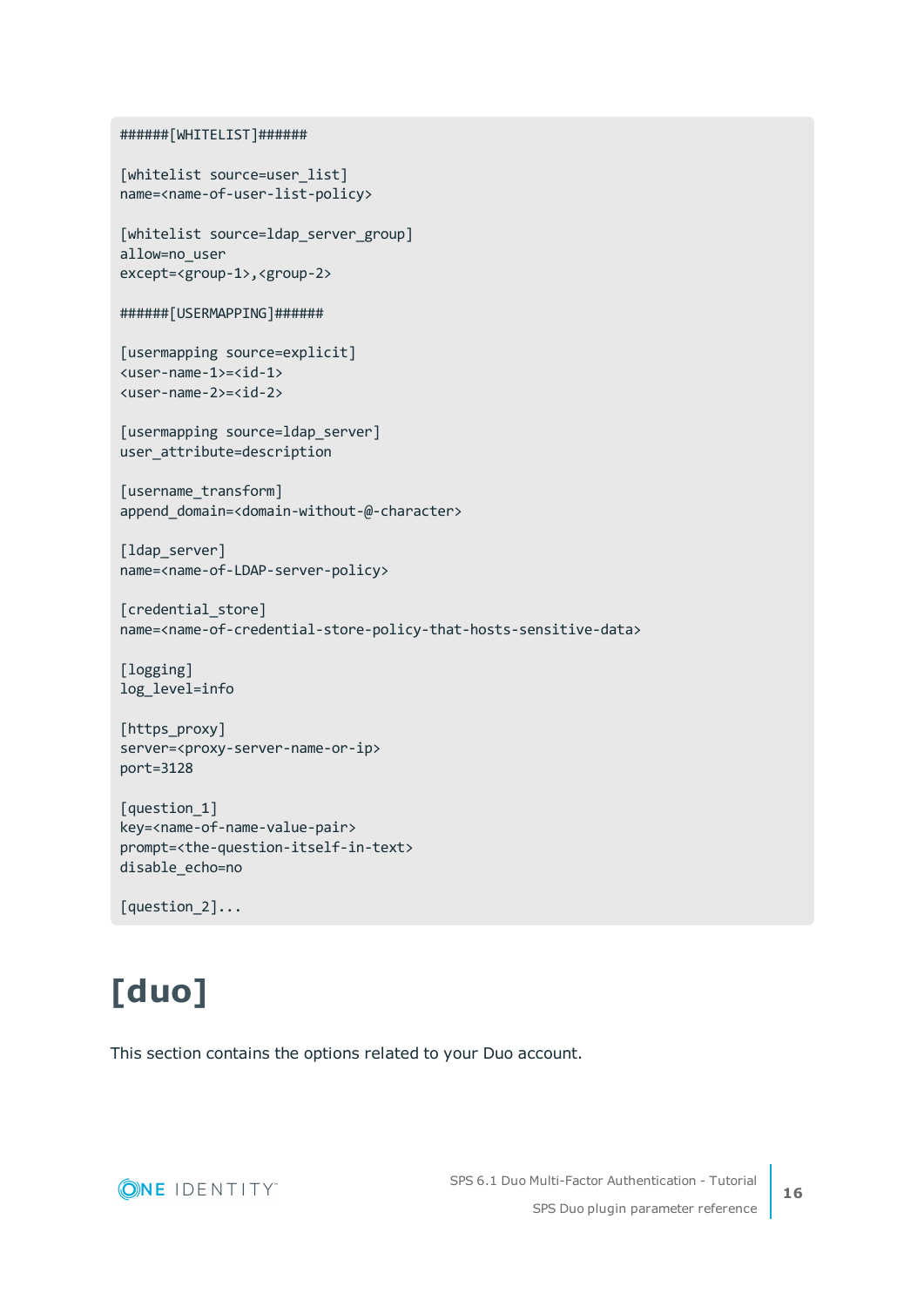```
######[WHITELIST]######

[whitelist source=user_list]
name=<name-of-user-list-policy>

[whitelist source=ldap_server_group]
allow=no_user
except=<group-1>,<group-2>

######[USERMAPPING]######

[usermapping source=explicit]
<user-name-1>=<id-1>
<user-name-2>=<id-2>

[usermapping source=ldap_server]
user_attribute=description

[username_transform]
append_domain=<domain-without-@-character>

[ldap_server]
name=<name-of-LDAP-server-policy>

[credential_store]
name=<name-of-credential-store-policy-that-hosts-sensitive-data>

[logging]
log_level=info

[https_proxy]
server=<proxy-server-name-or-ip>
port=3128

[question_1]
key=<name-of-name-value-pair>
prompt=<the-question-itself-in-text>
disable_echo=no

[question_2]...
```

# [duo]

This section contains the options related to your Duo account.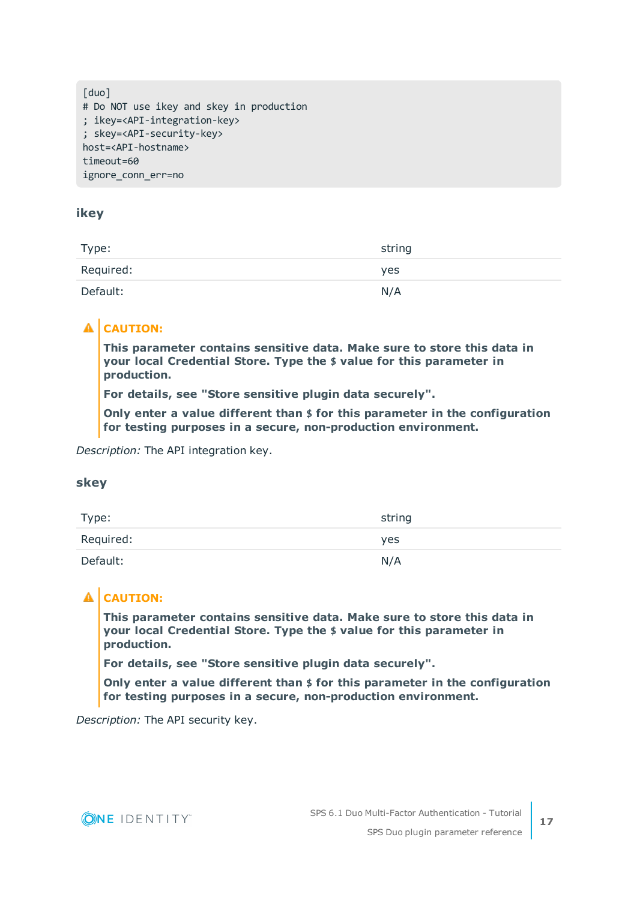```
[duo]
# Do NOT use ikey and skey in production
; ikey=<API-integration-key>
; skey=<API-security-key>
host=<API-hostname>
timeout=60
ignore_conn_err=no
```

### ikey

| | |
|---|---|
| Type: | string |
| Required: | yes |
| Default: | N/A |

> **CAUTION:**
>
> **This parameter contains sensitive data. Make sure to store this data in your local Credential Store. Type the `$` value for this parameter in production.**
>
> **For details, see "Store sensitive plugin data securely".**
>
> **Only enter a value different than `$` for this parameter in the configuration for testing purposes in a secure, non-production environment.**

*Description:* The API integration key.

### skey

| | |
|---|---|
| Type: | string |
| Required: | yes |
| Default: | N/A |

> **CAUTION:**
>
> **This parameter contains sensitive data. Make sure to store this data in your local Credential Store. Type the `$` value for this parameter in production.**
>
> **For details, see "Store sensitive plugin data securely".**
>
> **Only enter a value different than `$` for this parameter in the configuration for testing purposes in a secure, non-production environment.**

*Description:* The API security key.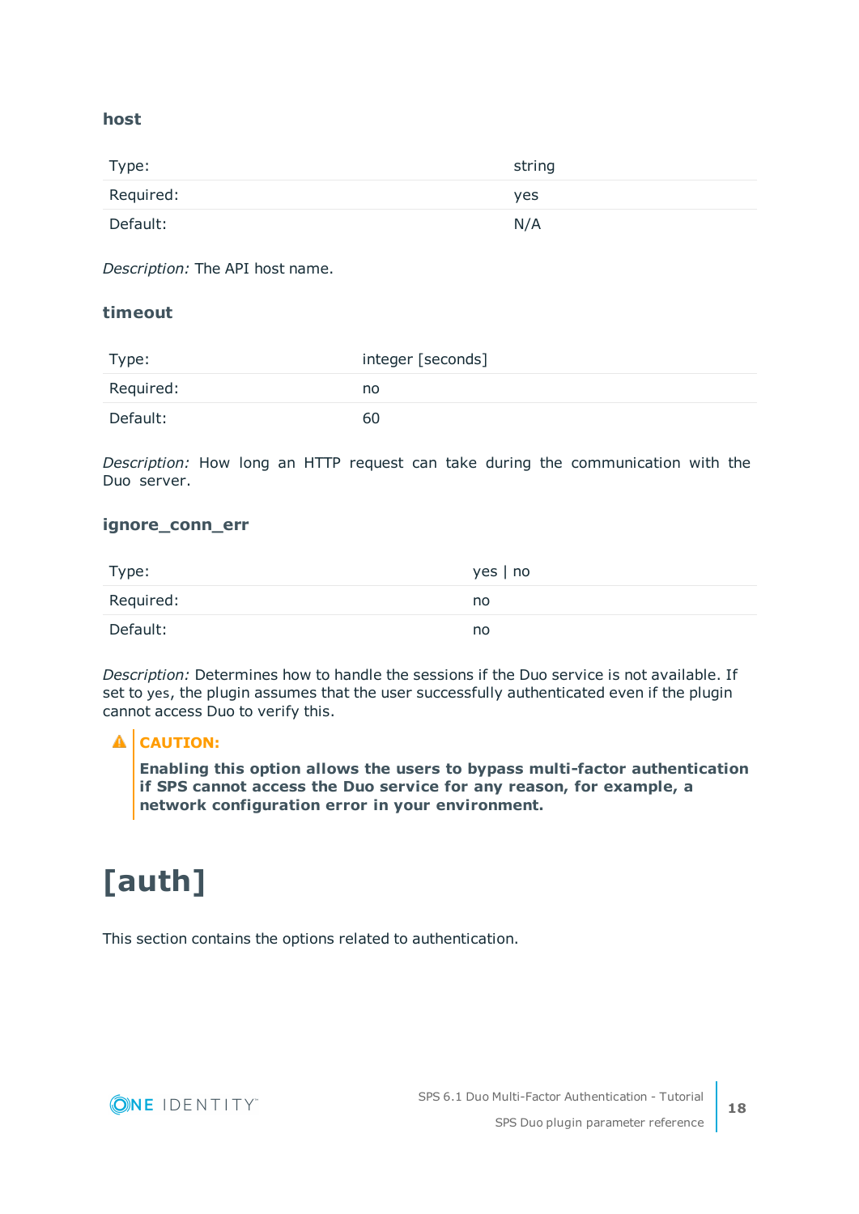### host

| | |
|---|---|
| Type: | string |
| Required: | yes |
| Default: | N/A |

*Description:* The API host name.

### timeout

| | |
|---|---|
| Type: | integer [seconds] |
| Required: | no |
| Default: | 60 |

*Description:* How long an HTTP request can take during the communication with the Duo server.

### ignore_conn_err

| | |
|---|---|
| Type: | yes \| no |
| Required: | no |
| Default: | no |

*Description:* Determines how to handle the sessions if the Duo service is not available. If set to `yes`, the plugin assumes that the user successfully authenticated even if the plugin cannot access Duo to verify this.

> **CAUTION:**
>
> **Enabling this option allows the users to bypass multi-factor authentication if SPS cannot access the Duo service for any reason, for example, a network configuration error in your environment.**

# [auth]

This section contains the options related to authentication.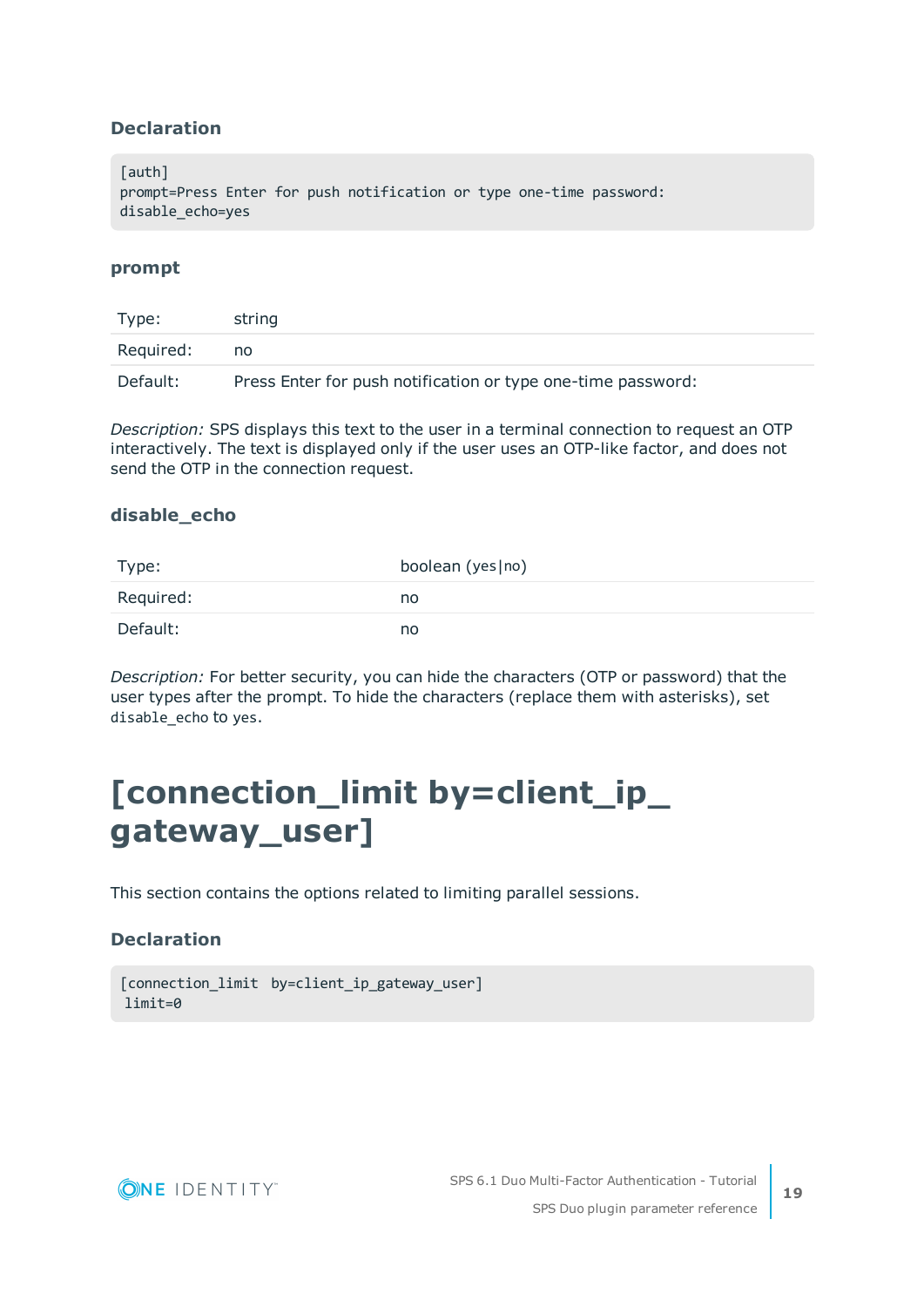### Declaration

```
[auth]
prompt=Press Enter for push notification or type one-time password:
disable_echo=yes
```

### prompt

| | |
|---|---|
| Type: | string |
| Required: | no |
| Default: | Press Enter for push notification or type one-time password: |

*Description:* SPS displays this text to the user in a terminal connection to request an OTP interactively. The text is displayed only if the user uses an OTP-like factor, and does not send the OTP in the connection request.

### disable_echo

| | |
|---|---|
| Type: | boolean (yes\|no) |
| Required: | no |
| Default: | no |

*Description:* For better security, you can hide the characters (OTP or password) that the user types after the prompt. To hide the characters (replace them with asterisks), set `disable_echo` to `yes`.

# [connection_limit by=client_ip_gateway_user]

This section contains the options related to limiting parallel sessions.

### Declaration

```
[connection_limit  by=client_ip_gateway_user]
 limit=0
```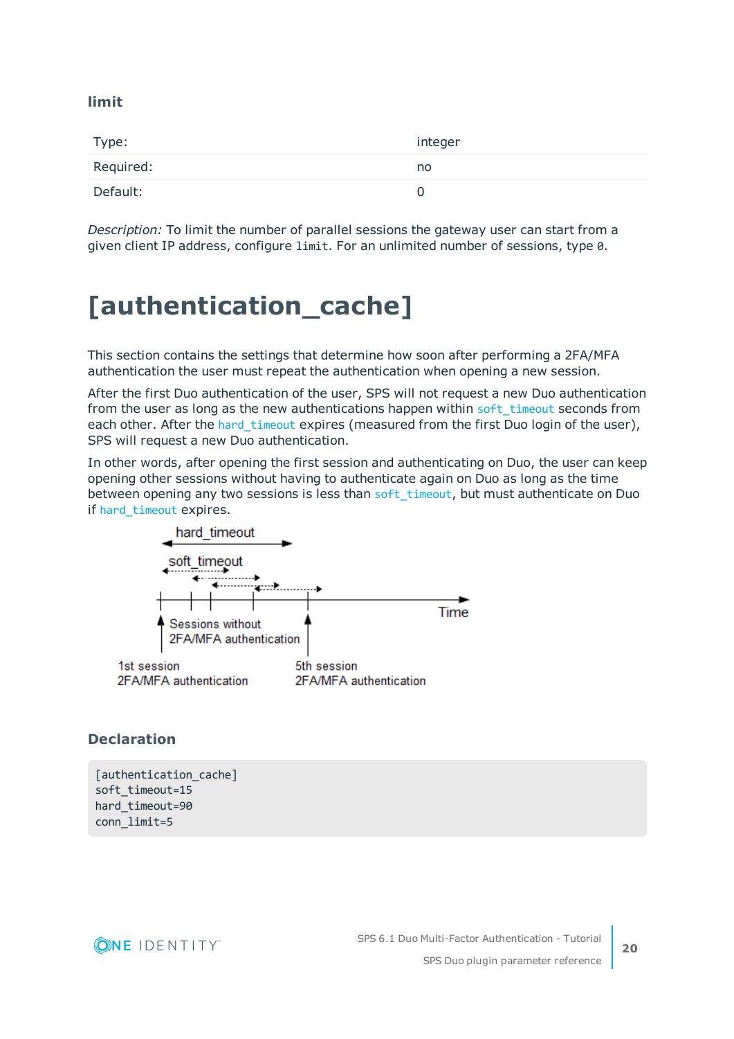### limit

| | |
|---|---|
| Type: | integer |
| Required: | no |
| Default: | 0 |

*Description:* To limit the number of parallel sessions the gateway user can start from a given client IP address, configure `limit`. For an unlimited number of sessions, type `0`.

# [authentication_cache]

This section contains the settings that determine how soon after performing a 2FA/MFA authentication the user must repeat the authentication when opening a new session.

After the first Duo authentication of the user, SPS will not request a new Duo authentication from the user as long as the new authentications happen within `soft_timeout` seconds from each other. After the `hard_timeout` expires (measured from the first Duo login of the user), SPS will request a new Duo authentication.

In other words, after opening the first session and authenticating on Duo, the user can keep opening other sessions without having to authenticate again on Duo as long as the time between opening any two sessions is less than `soft_timeout`, but must authenticate on Duo if `hard_timeout` expires.

hard_timeout

soft_timeout

Time

Sessions without
2FA/MFA authentication

1st session
2FA/MFA authentication

5th session
2FA/MFA authentication

### Declaration

```
[authentication_cache]
soft_timeout=15
hard_timeout=90
conn_limit=5
```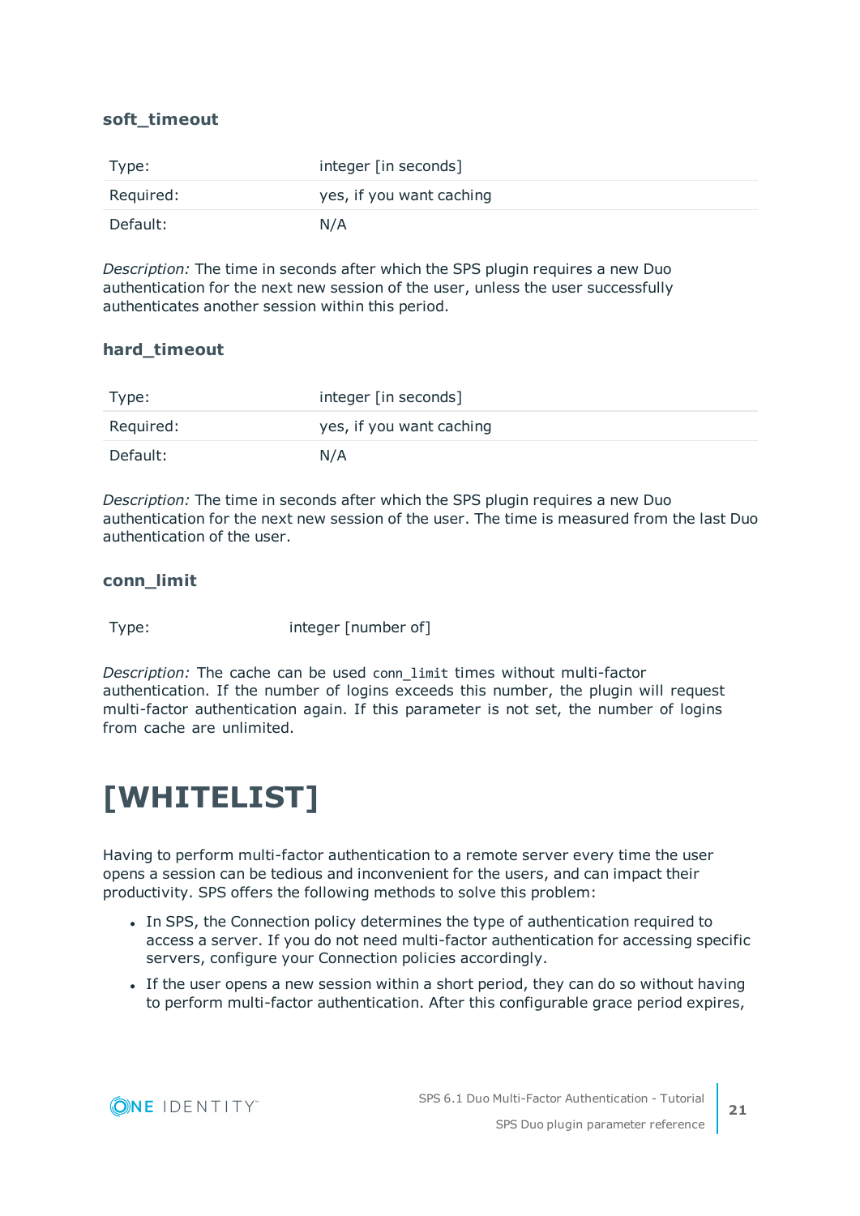### soft_timeout

| | |
|---|---|
| Type: | integer [in seconds] |
| Required: | yes, if you want caching |
| Default: | N/A |

*Description:* The time in seconds after which the SPS plugin requires a new Duo authentication for the next new session of the user, unless the user successfully authenticates another session within this period.

### hard_timeout

| | |
|---|---|
| Type: | integer [in seconds] |
| Required: | yes, if you want caching |
| Default: | N/A |

*Description:* The time in seconds after which the SPS plugin requires a new Duo authentication for the next new session of the user. The time is measured from the last Duo authentication of the user.

### conn_limit

| | |
|---|---|
| Type: | integer [number of] |

*Description:* The cache can be used `conn_limit` times without multi-factor authentication. If the number of logins exceeds this number, the plugin will request multi-factor authentication again. If this parameter is not set, the number of logins from cache are unlimited.

# [WHITELIST]

Having to perform multi-factor authentication to a remote server every time the user opens a session can be tedious and inconvenient for the users, and can impact their productivity. SPS offers the following methods to solve this problem:

- In SPS, the Connection policy determines the type of authentication required to access a server. If you do not need multi-factor authentication for accessing specific servers, configure your Connection policies accordingly.
- If the user opens a new session within a short period, they can do so without having to perform multi-factor authentication. After this configurable grace period expires,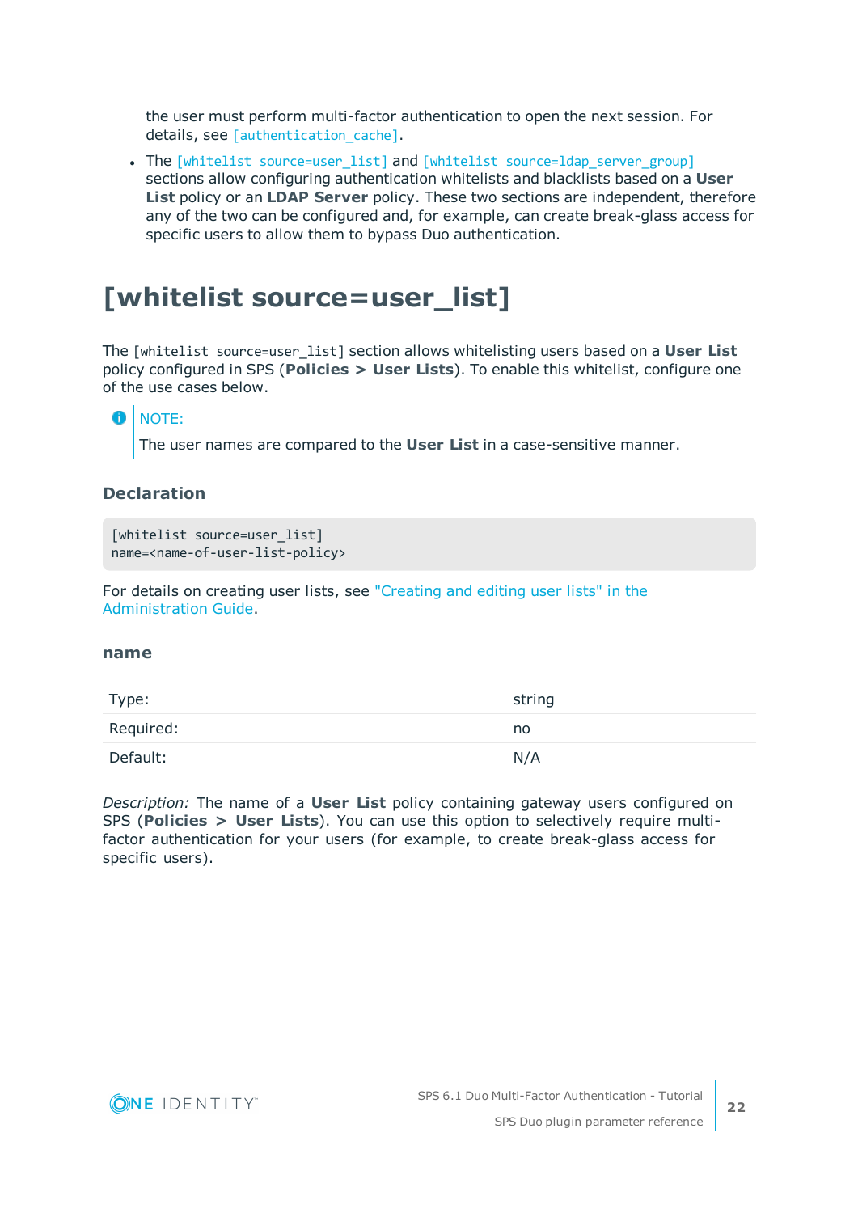the user must perform multi-factor authentication to open the next session. For details, see [authentication_cache].

- The [whitelist source=user_list] and [whitelist source=ldap_server_group] sections allow configuring authentication whitelists and blacklists based on a **User List** policy or an **LDAP Server** policy. These two sections are independent, therefore any of the two can be configured and, for example, can create break-glass access for specific users to allow them to bypass Duo authentication.

# [whitelist source=user_list]

The [whitelist source=user_list] section allows whitelisting users based on a **User List** policy configured in SPS (**Policies > User Lists**). To enable this whitelist, configure one of the use cases below.

> NOTE:
> The user names are compared to the **User List** in a case-sensitive manner.

### Declaration

```
[whitelist source=user_list]
name=<name-of-user-list-policy>
```

For details on creating user lists, see "Creating and editing user lists" in the Administration Guide.

#### name

| | |
|---|---|
| Type: | string |
| Required: | no |
| Default: | N/A |

*Description:* The name of a **User List** policy containing gateway users configured on SPS (**Policies > User Lists**). You can use this option to selectively require multi-factor authentication for your users (for example, to create break-glass access for specific users).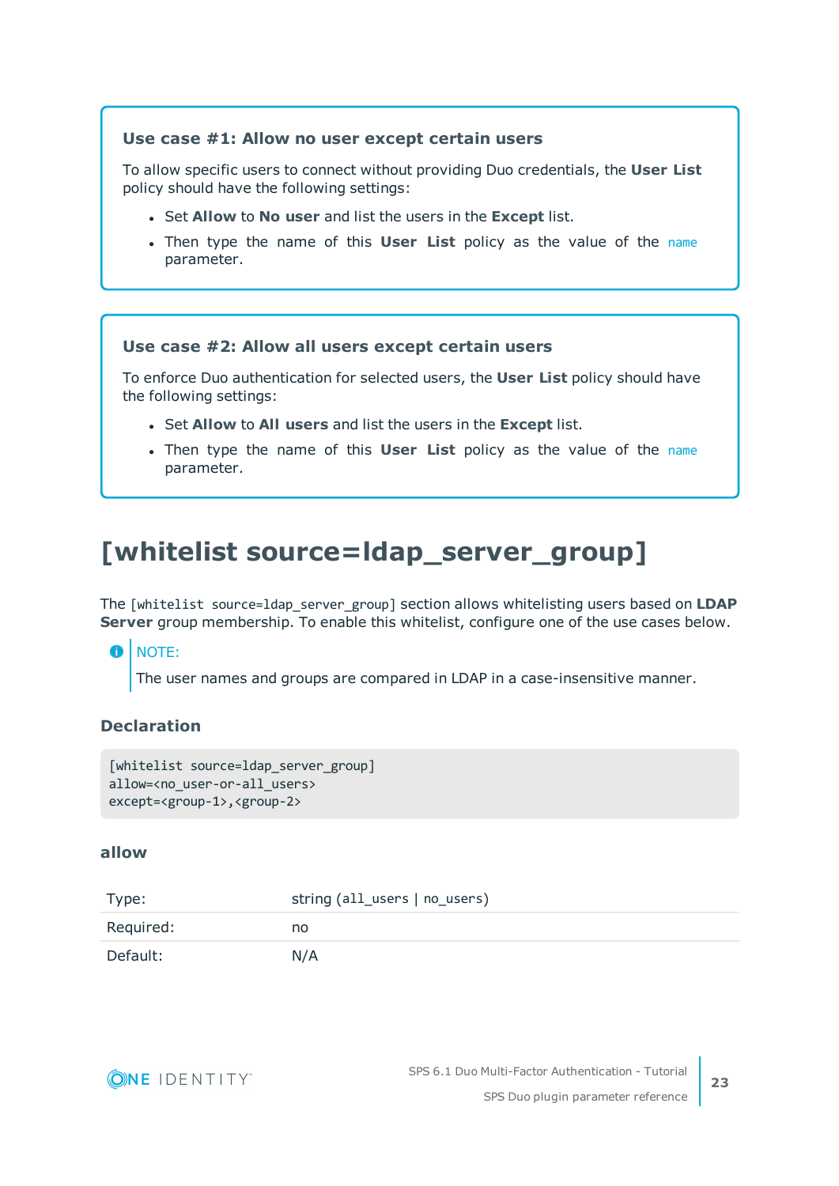### Use case #1: Allow no user except certain users

To allow specific users to connect without providing Duo credentials, the **User List** policy should have the following settings:

- Set **Allow** to **No user** and list the users in the **Except** list.
- Then type the name of this **User List** policy as the value of the `name` parameter.

### Use case #2: Allow all users except certain users

To enforce Duo authentication for selected users, the **User List** policy should have the following settings:

- Set **Allow** to **All users** and list the users in the **Except** list.
- Then type the name of this **User List** policy as the value of the `name` parameter.

# [whitelist source=ldap_server_group]

The `[whitelist source=ldap_server_group]` section allows whitelisting users based on **LDAP Server** group membership. To enable this whitelist, configure one of the use cases below.

NOTE:

The user names and groups are compared in LDAP in a case-insensitive manner.

### Declaration

```
[whitelist source=ldap_server_group]
allow=<no_user-or-all_users>
except=<group-1>,<group-2>
```

### allow

| | |
|---|---|
| Type: | string (`all_users` \| `no_users`) |
| Required: | no |
| Default: | N/A |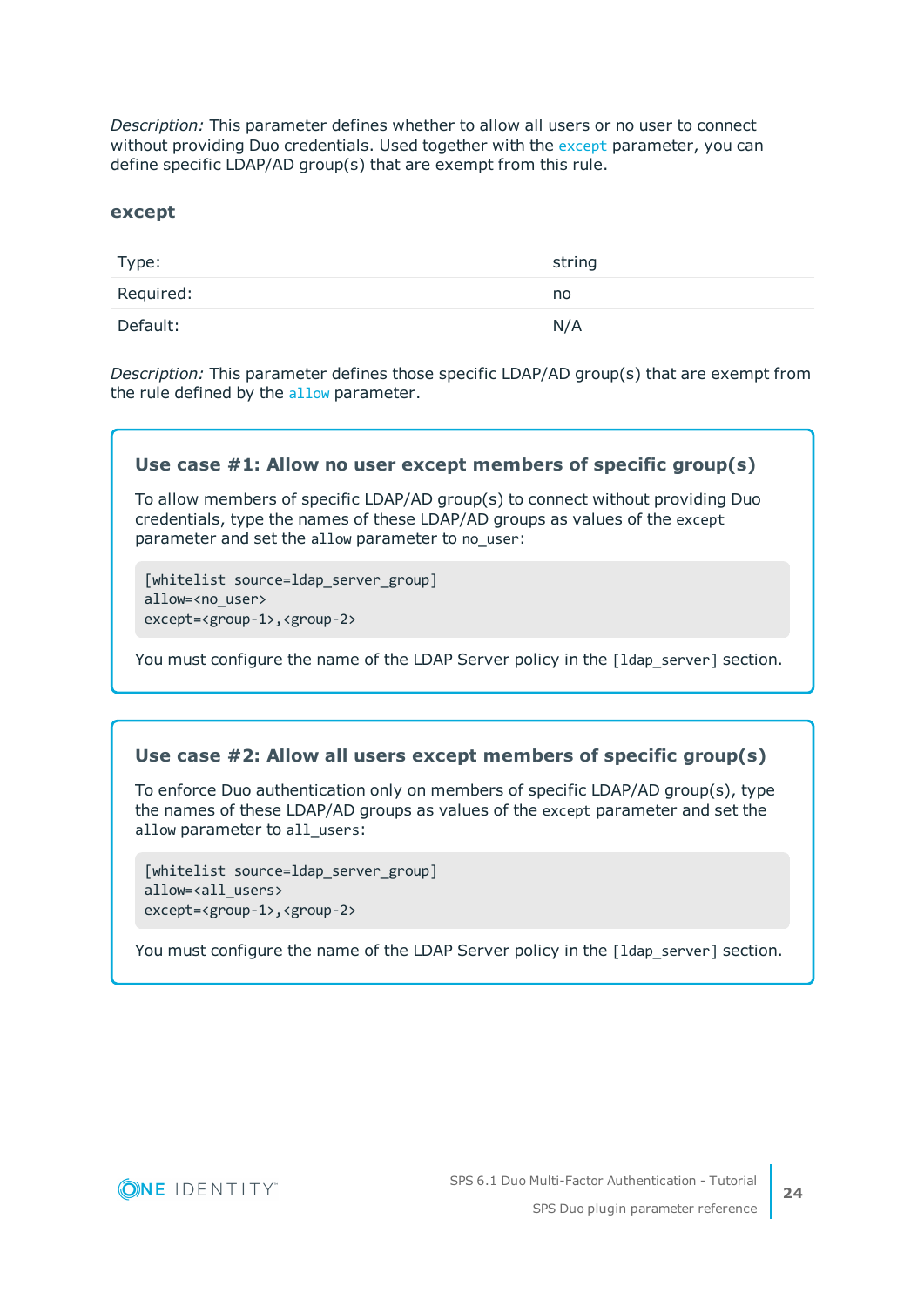*Description:* This parameter defines whether to allow all users or no user to connect without providing Duo credentials. Used together with the `except` parameter, you can define specific LDAP/AD group(s) that are exempt from this rule.

### except

| | |
|---|---|
| Type: | string |
| Required: | no |
| Default: | N/A |

*Description:* This parameter defines those specific LDAP/AD group(s) that are exempt from the rule defined by the `allow` parameter.

#### Use case #1: Allow no user except members of specific group(s)

To allow members of specific LDAP/AD group(s) to connect without providing Duo credentials, type the names of these LDAP/AD groups as values of the `except` parameter and set the `allow` parameter to `no_user`:

```
[whitelist source=ldap_server_group]
allow=<no_user>
except=<group-1>,<group-2>
```

You must configure the name of the LDAP Server policy in the `[ldap_server]` section.

#### Use case #2: Allow all users except members of specific group(s)

To enforce Duo authentication only on members of specific LDAP/AD group(s), type the names of these LDAP/AD groups as values of the `except` parameter and set the `allow` parameter to `all_users`:

```
[whitelist source=ldap_server_group]
allow=<all_users>
except=<group-1>,<group-2>
```

You must configure the name of the LDAP Server policy in the `[ldap_server]` section.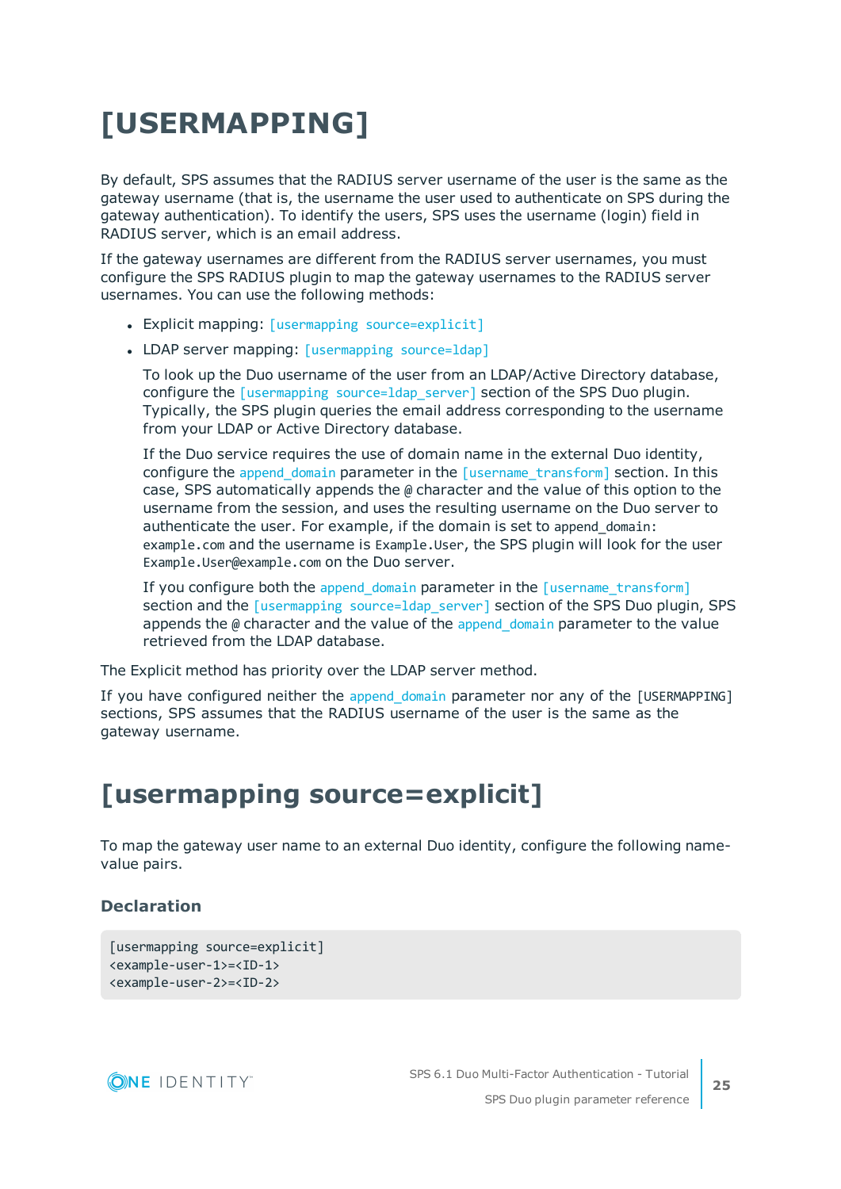# [USERMAPPING]

By default, SPS assumes that the RADIUS server username of the user is the same as the gateway username (that is, the username the user used to authenticate on SPS during the gateway authentication). To identify the users, SPS uses the username (login) field in RADIUS server, which is an email address.

If the gateway usernames are different from the RADIUS server usernames, you must configure the SPS RADIUS plugin to map the gateway usernames to the RADIUS server usernames. You can use the following methods:

- Explicit mapping: [usermapping source=explicit]
- LDAP server mapping: [usermapping source=ldap]

  To look up the Duo username of the user from an LDAP/Active Directory database, configure the [usermapping source=ldap_server] section of the SPS Duo plugin. Typically, the SPS plugin queries the email address corresponding to the username from your LDAP or Active Directory database.

  If the Duo service requires the use of domain name in the external Duo identity, configure the append_domain parameter in the [username_transform] section. In this case, SPS automatically appends the @ character and the value of this option to the username from the session, and uses the resulting username on the Duo server to authenticate the user. For example, if the domain is set to append_domain: example.com and the username is Example.User, the SPS plugin will look for the user Example.User@example.com on the Duo server.

  If you configure both the append_domain parameter in the [username_transform] section and the [usermapping source=ldap_server] section of the SPS Duo plugin, SPS appends the @ character and the value of the append_domain parameter to the value retrieved from the LDAP database.

The Explicit method has priority over the LDAP server method.

If you have configured neither the append_domain parameter nor any of the [USERMAPPING] sections, SPS assumes that the RADIUS username of the user is the same as the gateway username.

## [usermapping source=explicit]

To map the gateway user name to an external Duo identity, configure the following name-value pairs.

### Declaration

```
[usermapping source=explicit]
<example-user-1>=<ID-1>
<example-user-2>=<ID-2>
```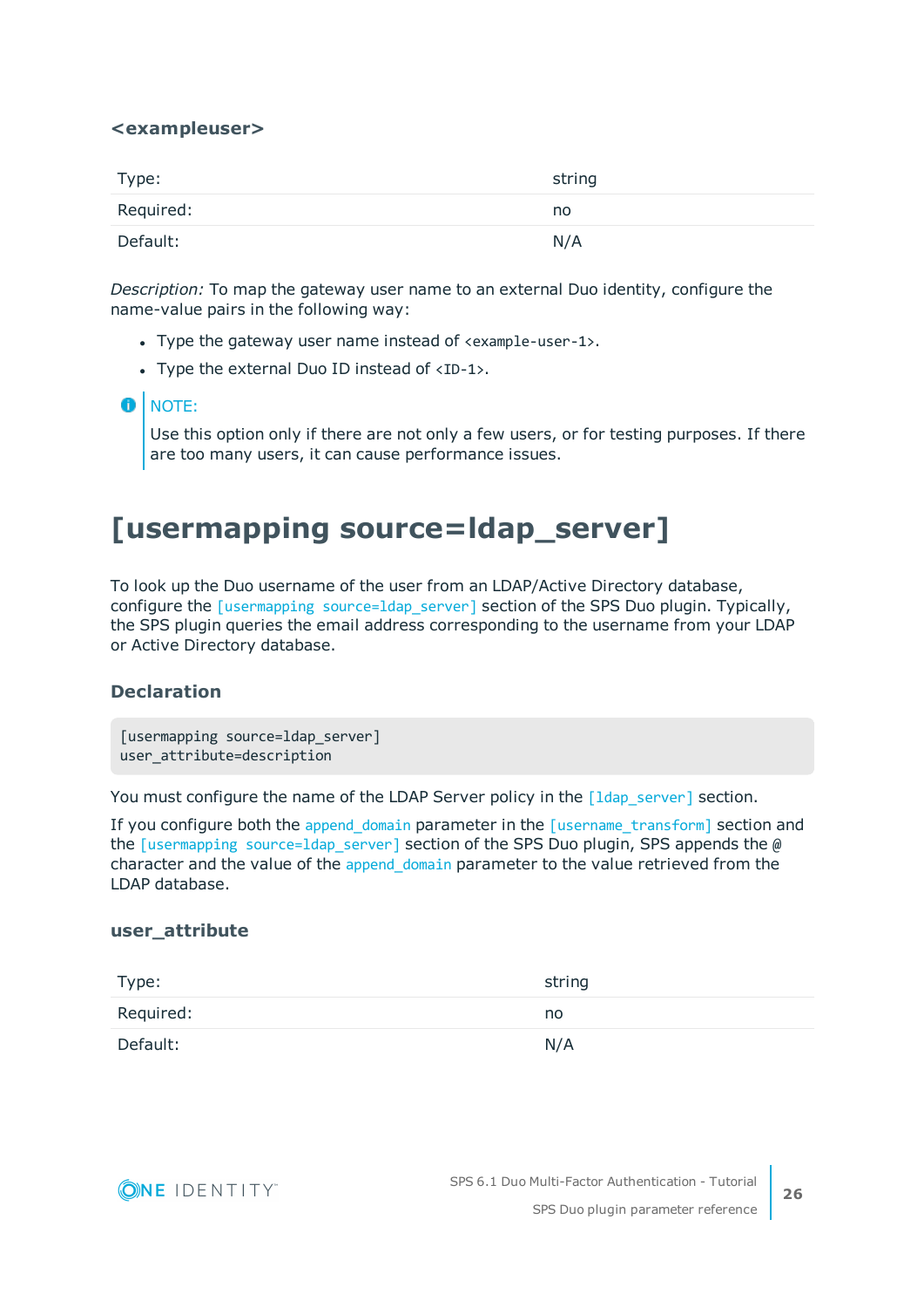### <exampleuser>

| | |
|---|---|
| Type: | string |
| Required: | no |
| Default: | N/A |

*Description:* To map the gateway user name to an external Duo identity, configure the name-value pairs in the following way:

- Type the gateway user name instead of `<example-user-1>`.
- Type the external Duo ID instead of `<ID-1>`.

NOTE:

Use this option only if there are not only a few users, or for testing purposes. If there are too many users, it can cause performance issues.

# [usermapping source=ldap_server]

To look up the Duo username of the user from an LDAP/Active Directory database, configure the `[usermapping source=ldap_server]` section of the SPS Duo plugin. Typically, the SPS plugin queries the email address corresponding to the username from your LDAP or Active Directory database.

### Declaration

```
[usermapping source=ldap_server]
user_attribute=description
```

You must configure the name of the LDAP Server policy in the `[ldap_server]` section.

If you configure both the `append_domain` parameter in the `[username_transform]` section and the `[usermapping source=ldap_server]` section of the SPS Duo plugin, SPS appends the `@` character and the value of the `append_domain` parameter to the value retrieved from the LDAP database.

### user_attribute

| | |
|---|---|
| Type: | string |
| Required: | no |
| Default: | N/A |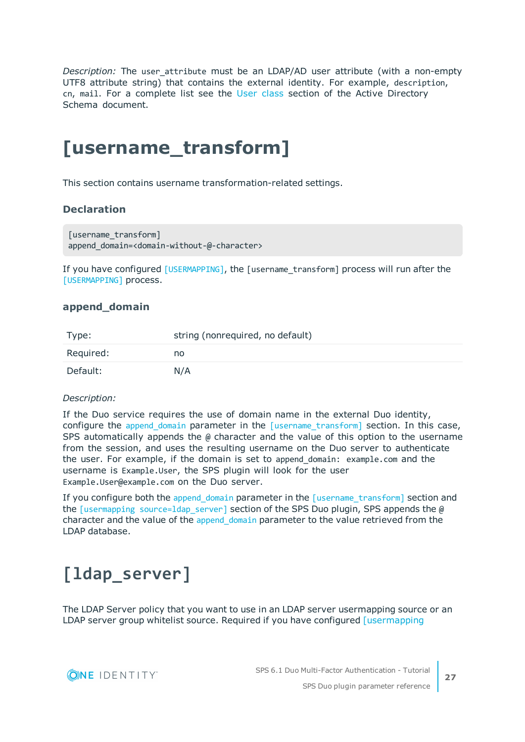*Description:* The `user_attribute` must be an LDAP/AD user attribute (with a non-empty UTF8 attribute string) that contains the external identity. For example, `description`, `cn`, `mail`. For a complete list see the User class section of the Active Directory Schema document.

# [username_transform]

This section contains username transformation-related settings.

### Declaration

```
[username_transform]
append_domain=<domain-without-@-character>
```

If you have configured [USERMAPPING], the `[username_transform]` process will run after the [USERMAPPING] process.

### append_domain

| | |
|---|---|
| Type: | string (nonrequired, no default) |
| Required: | no |
| Default: | N/A |

*Description:*

If the Duo service requires the use of domain name in the external Duo identity, configure the append_domain parameter in the [username_transform] section. In this case, SPS automatically appends the `@` character and the value of this option to the username from the session, and uses the resulting username on the Duo server to authenticate the user. For example, if the domain is set to `append_domain: example.com` and the username is `Example.User`, the SPS plugin will look for the user `Example.User@example.com` on the Duo server.

If you configure both the append_domain parameter in the [username_transform] section and the [usermapping source=ldap_server] section of the SPS Duo plugin, SPS appends the `@` character and the value of the append_domain parameter to the value retrieved from the LDAP database.

# [ldap_server]

The LDAP Server policy that you want to use in an LDAP server usermapping source or an LDAP server group whitelist source. Required if you have configured [usermapping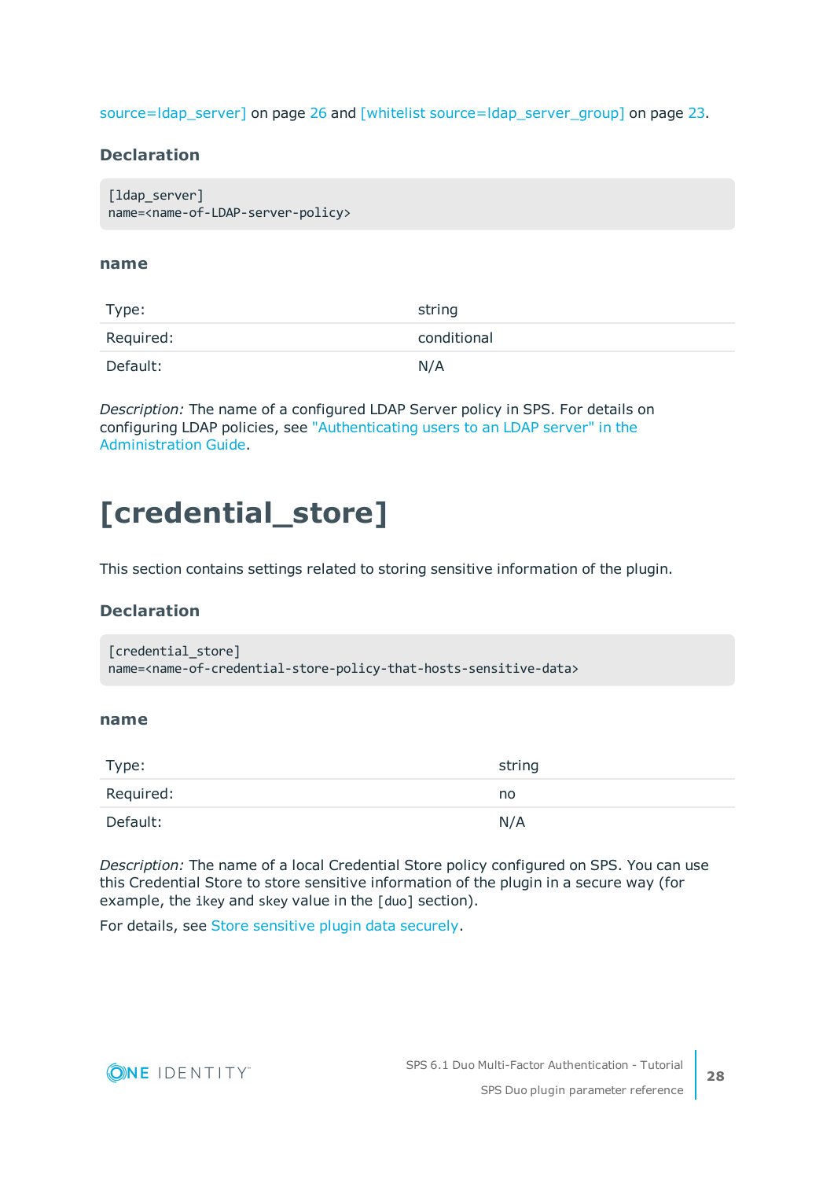source=ldap_server] on page 26 and [whitelist source=ldap_server_group] on page 23.

### Declaration

```
[ldap_server]
name=<name-of-LDAP-server-policy>
```

#### name

| | |
|---|---|
| Type: | string |
| Required: | conditional |
| Default: | N/A |

*Description:* The name of a configured LDAP Server policy in SPS. For details on configuring LDAP policies, see "Authenticating users to an LDAP server" in the Administration Guide.

# [credential_store]

This section contains settings related to storing sensitive information of the plugin.

### Declaration

```
[credential_store]
name=<name-of-credential-store-policy-that-hosts-sensitive-data>
```

#### name

| | |
|---|---|
| Type: | string |
| Required: | no |
| Default: | N/A |

*Description:* The name of a local Credential Store policy configured on SPS. You can use this Credential Store to store sensitive information of the plugin in a secure way (for example, the `ikey` and `skey` value in the `[duo]` section).

For details, see Store sensitive plugin data securely.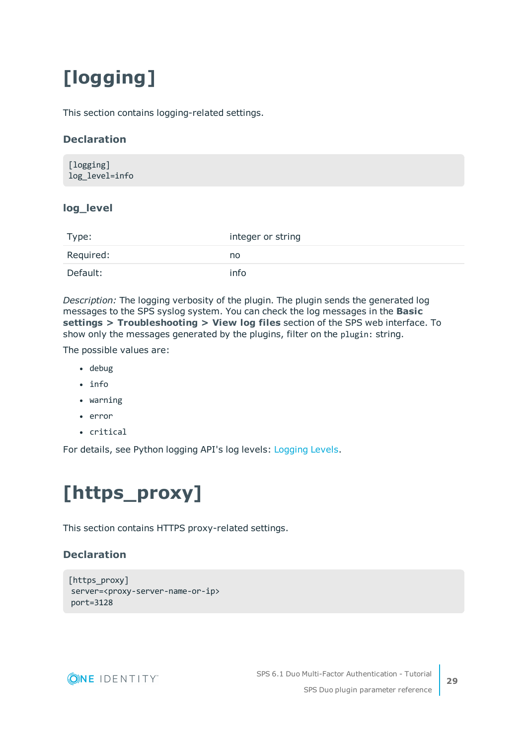# [logging]

This section contains logging-related settings.

### Declaration

```
[logging]
log_level=info
```

### log_level

| | |
|---|---|
| Type: | integer or string |
| Required: | no |
| Default: | info |

*Description:* The logging verbosity of the plugin. The plugin sends the generated log messages to the SPS syslog system. You can check the log messages in the **Basic settings > Troubleshooting > View log files** section of the SPS web interface. To show only the messages generated by the plugins, filter on the `plugin:` string.

The possible values are:

- `debug`
- `info`
- `warning`
- `error`
- `critical`

For details, see Python logging API's log levels: Logging Levels.

# [https_proxy]

This section contains HTTPS proxy-related settings.

### Declaration

```
[https_proxy]
 server=<proxy-server-name-or-ip>
 port=3128
```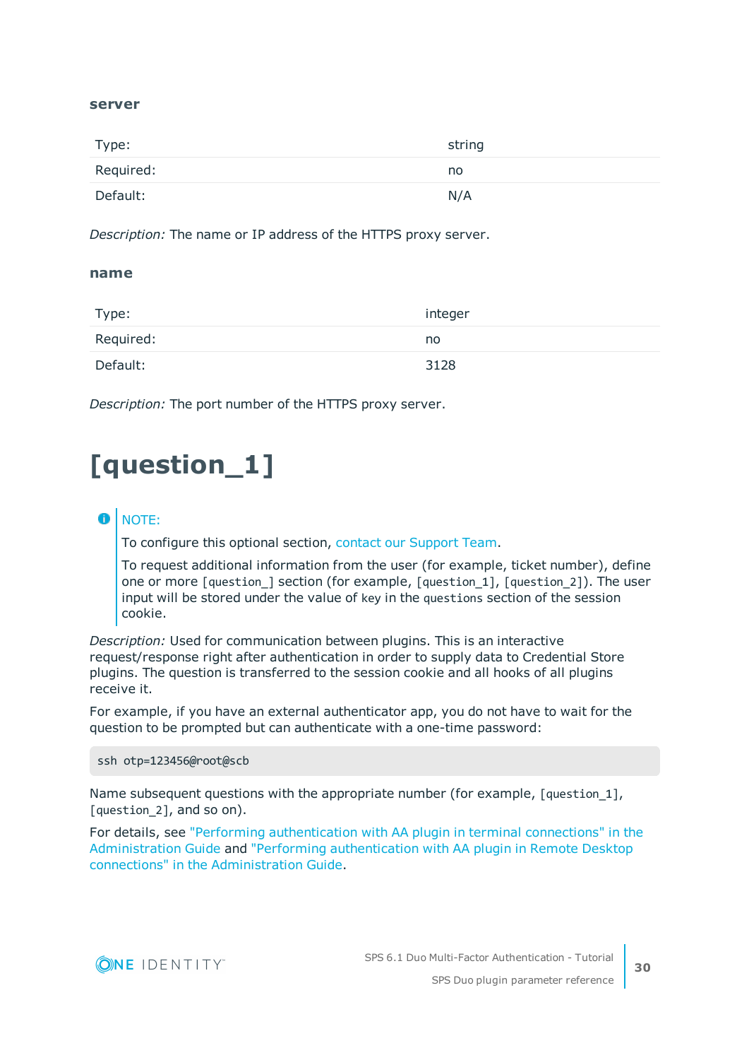### server

| | |
|---|---|
| Type: | string |
| Required: | no |
| Default: | N/A |

*Description:* The name or IP address of the HTTPS proxy server.

### name

| | |
|---|---|
| Type: | integer |
| Required: | no |
| Default: | 3128 |

*Description:* The port number of the HTTPS proxy server.

# [question_1]

NOTE:

To configure this optional section, contact our Support Team.

To request additional information from the user (for example, ticket number), define one or more `[question_]` section (for example, `[question_1]`, `[question_2]`). The user input will be stored under the value of `key` in the `questions` section of the session cookie.

*Description:* Used for communication between plugins. This is an interactive request/response right after authentication in order to supply data to Credential Store plugins. The question is transferred to the session cookie and all hooks of all plugins receive it.

For example, if you have an external authenticator app, you do not have to wait for the question to be prompted but can authenticate with a one-time password:

```
ssh otp=123456@root@scb
```

Name subsequent questions with the appropriate number (for example, `[question_1]`, `[question_2]`, and so on).

For details, see "Performing authentication with AA plugin in terminal connections" in the Administration Guide and "Performing authentication with AA plugin in Remote Desktop connections" in the Administration Guide.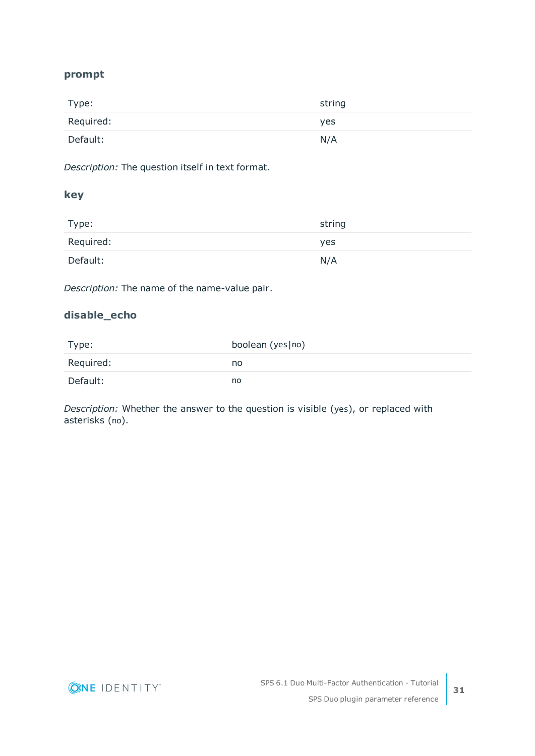### prompt

| | |
|---|---|
| Type: | string |
| Required: | yes |
| Default: | N/A |

*Description:* The question itself in text format.

### key

| | |
|---|---|
| Type: | string |
| Required: | yes |
| Default: | N/A |

*Description:* The name of the name-value pair.

### disable_echo

| | |
|---|---|
| Type: | boolean (yes\|no) |
| Required: | no |
| Default: | no |

*Description:* Whether the answer to the question is visible (yes), or replaced with asterisks (no).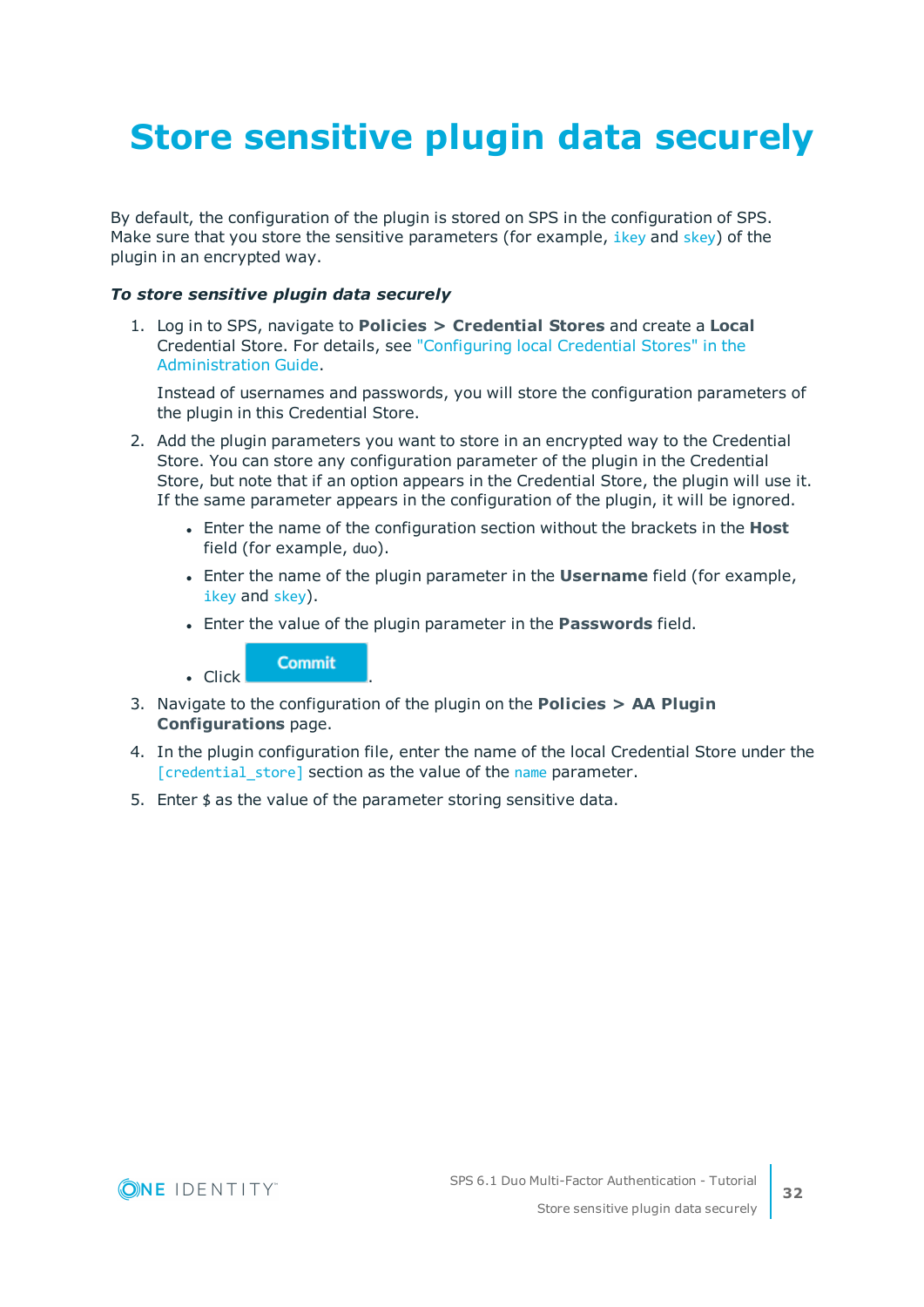# Store sensitive plugin data securely

By default, the configuration of the plugin is stored on SPS in the configuration of SPS. Make sure that you store the sensitive parameters (for example, `ikey` and `skey`) of the plugin in an encrypted way.

***To store sensitive plugin data securely***

1. Log in to SPS, navigate to **Policies > Credential Stores** and create a **Local** Credential Store. For details, see "Configuring local Credential Stores" in the Administration Guide.

   Instead of usernames and passwords, you will store the configuration parameters of the plugin in this Credential Store.

2. Add the plugin parameters you want to store in an encrypted way to the Credential Store. You can store any configuration parameter of the plugin in the Credential Store, but note that if an option appears in the Credential Store, the plugin will use it. If the same parameter appears in the configuration of the plugin, it will be ignored.

   - Enter the name of the configuration section without the brackets in the **Host** field (for example, `duo`).
   - Enter the name of the plugin parameter in the **Username** field (for example, `ikey` and `skey`).
   - Enter the value of the plugin parameter in the **Passwords** field.
   - Click **Commit**.

3. Navigate to the configuration of the plugin on the **Policies > AA Plugin Configurations** page.

4. In the plugin configuration file, enter the name of the local Credential Store under the `[credential_store]` section as the value of the `name` parameter.

5. Enter `$` as the value of the parameter storing sensitive data.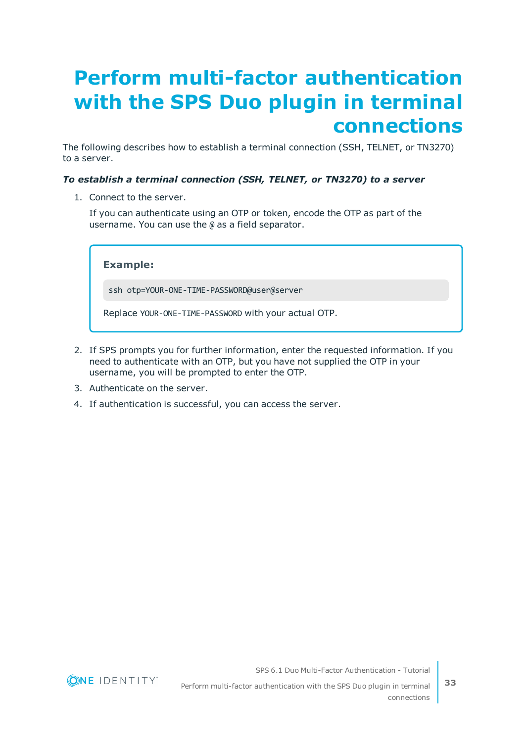# Perform multi-factor authentication with the SPS Duo plugin in terminal connections

The following describes how to establish a terminal connection (SSH, TELNET, or TN3270) to a server.

***To establish a terminal connection (SSH, TELNET, or TN3270) to a server***

1. Connect to the server.

   If you can authenticate using an OTP or token, encode the OTP as part of the username. You can use the `@` as a field separator.

   > **Example:**
   >
   > ```
   > ssh otp=YOUR-ONE-TIME-PASSWORD@user@server
   > ```
   >
   > Replace `YOUR-ONE-TIME-PASSWORD` with your actual OTP.

2. If SPS prompts you for further information, enter the requested information. If you need to authenticate with an OTP, but you have not supplied the OTP in your username, you will be prompted to enter the OTP.
3. Authenticate on the server.
4. If authentication is successful, you can access the server.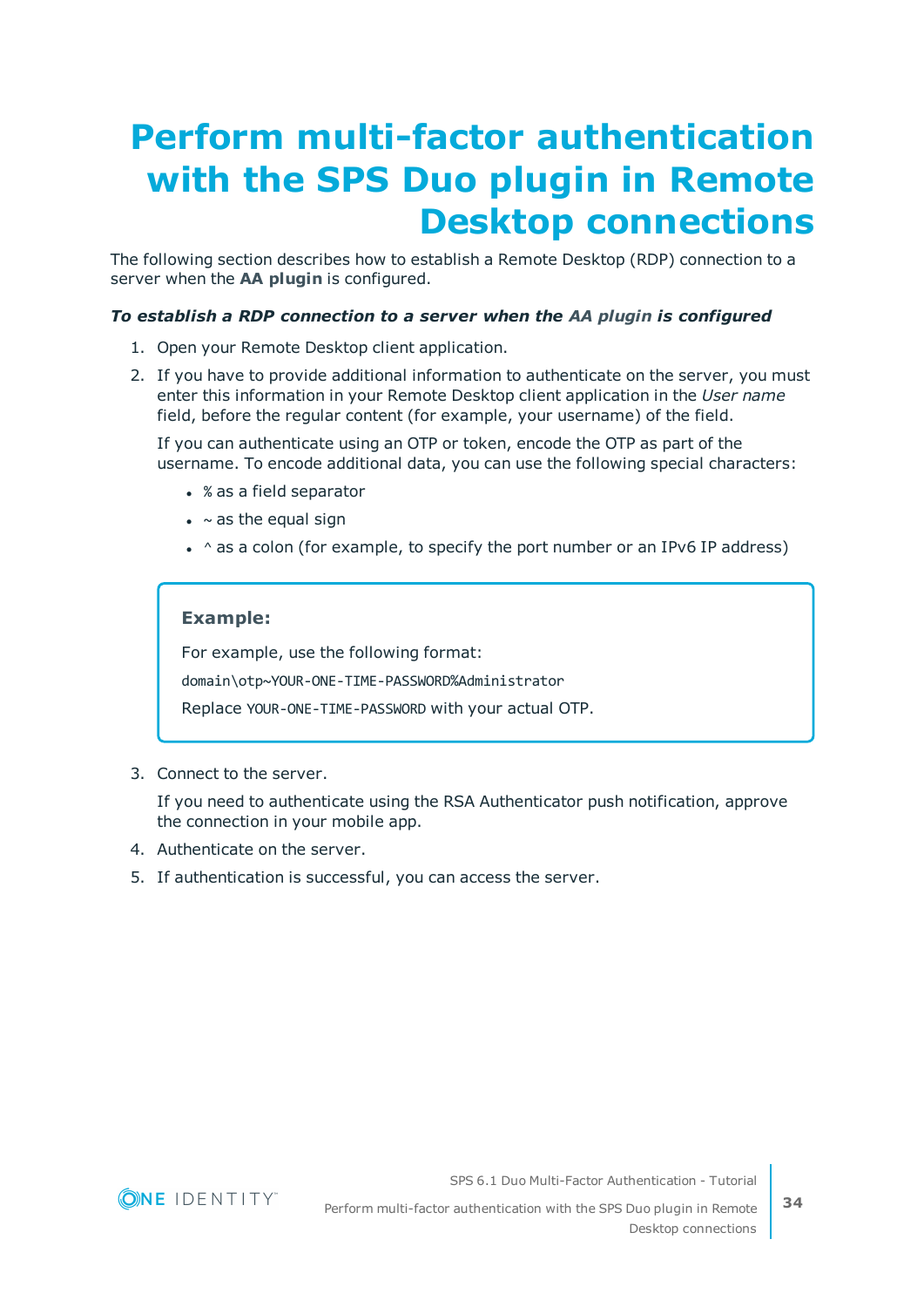# Perform multi-factor authentication with the SPS Duo plugin in Remote Desktop connections

The following section describes how to establish a Remote Desktop (RDP) connection to a server when the **AA plugin** is configured.

***To establish a RDP connection to a server when the AA plugin is configured***

1. Open your Remote Desktop client application.
2. If you have to provide additional information to authenticate on the server, you must enter this information in your Remote Desktop client application in the *User name* field, before the regular content (for example, your username) of the field.

   If you can authenticate using an OTP or token, encode the OTP as part of the username. To encode additional data, you can use the following special characters:

   - `%` as a field separator
   - `~` as the equal sign
   - `^` as a colon (for example, to specify the port number or an IPv6 IP address)

   > **Example:**
   >
   > For example, use the following format:
   >
   > `domain\otp~YOUR-ONE-TIME-PASSWORD%Administrator`
   >
   > Replace `YOUR-ONE-TIME-PASSWORD` with your actual OTP.

3. Connect to the server.

   If you need to authenticate using the RSA Authenticator push notification, approve the connection in your mobile app.
4. Authenticate on the server.
5. If authentication is successful, you can access the server.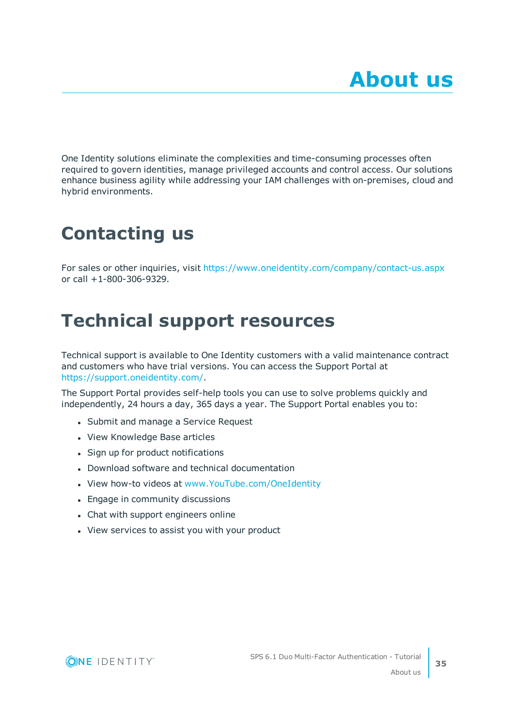# About us

One Identity solutions eliminate the complexities and time-consuming processes often required to govern identities, manage privileged accounts and control access. Our solutions enhance business agility while addressing your IAM challenges with on-premises, cloud and hybrid environments.

## Contacting us

For sales or other inquiries, visit https://www.oneidentity.com/company/contact-us.aspx or call +1-800-306-9329.

## Technical support resources

Technical support is available to One Identity customers with a valid maintenance contract and customers who have trial versions. You can access the Support Portal at https://support.oneidentity.com/.

The Support Portal provides self-help tools you can use to solve problems quickly and independently, 24 hours a day, 365 days a year. The Support Portal enables you to:

- Submit and manage a Service Request
- View Knowledge Base articles
- Sign up for product notifications
- Download software and technical documentation
- View how-to videos at www.YouTube.com/OneIdentity
- Engage in community discussions
- Chat with support engineers online
- View services to assist you with your product